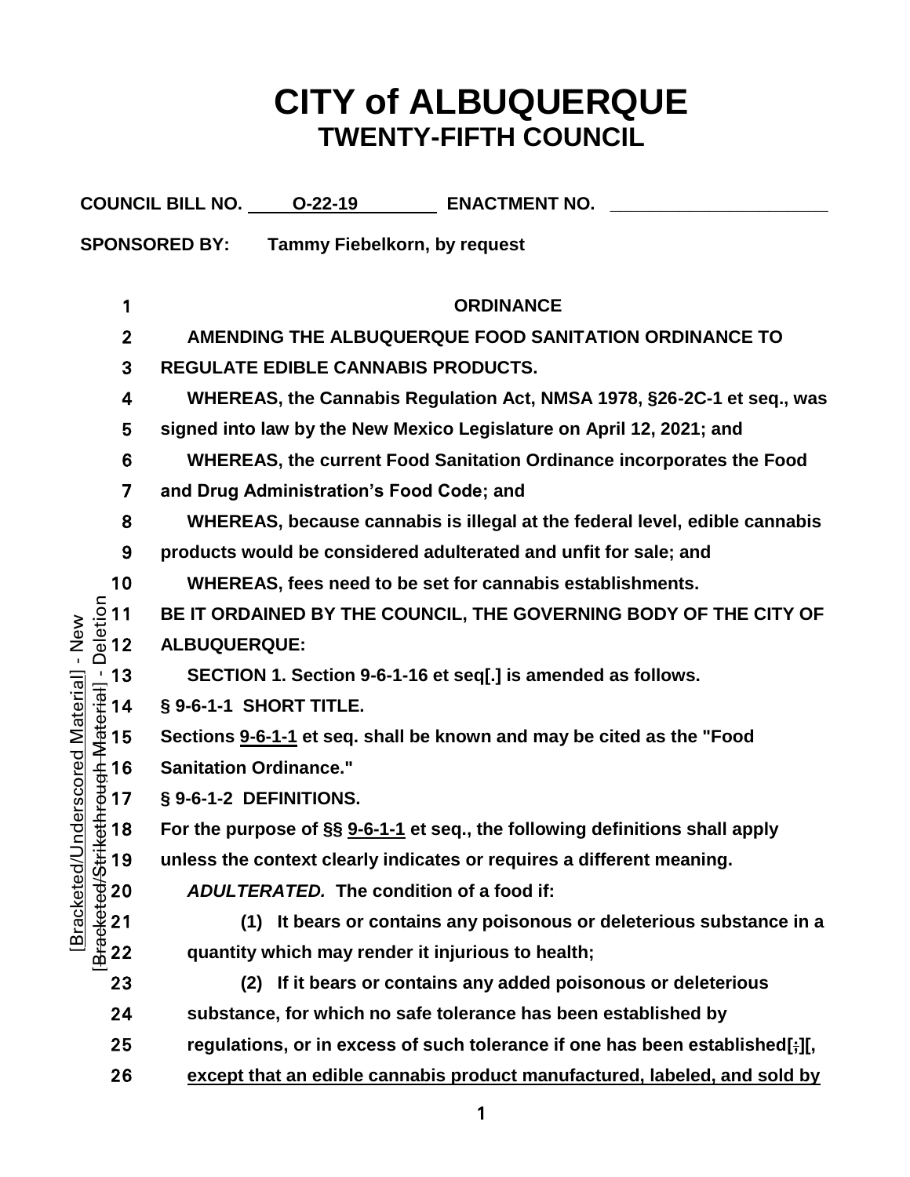# CITY of ALBUQUERQUE
## TWENTY-FIFTH COUNCIL

**COUNCIL BILL NO.** O-22-19 **ENACTMENT NO.** ____________________

**SPONSORED BY:** Tammy Fiebelkorn, by request

[Bracketed/Underscored Material] - New
[~~Bracketed/Strikethrough Material~~] - Deletion

1 **ORDINANCE**

2 **AMENDING THE ALBUQUERQUE FOOD SANITATION ORDINANCE TO**

3 **REGULATE EDIBLE CANNABIS PRODUCTS.**

4 **WHEREAS, the Cannabis Regulation Act, NMSA 1978, §26-2C-1 et seq., was**

5 **signed into law by the New Mexico Legislature on April 12, 2021; and**

6 **WHEREAS, the current Food Sanitation Ordinance incorporates the Food**

7 **and Drug Administration's Food Code; and**

8 **WHEREAS, because cannabis is illegal at the federal level, edible cannabis**

9 **products would be considered adulterated and unfit for sale; and**

10 **WHEREAS, fees need to be set for cannabis establishments.**

11 **BE IT ORDAINED BY THE COUNCIL, THE GOVERNING BODY OF THE CITY OF**

12 **ALBUQUERQUE:**

13 **SECTION 1. Section 9-6-1-16 et seq[.] is amended as follows.**

14 **§ 9-6-1-1 SHORT TITLE.**

15 **Sections <u>9-6-1-1</u> et seq. shall be known and may be cited as the "Food**

16 **Sanitation Ordinance."**

17 **§ 9-6-1-2 DEFINITIONS.**

18 **For the purpose of §§ <u>9-6-1-1</u> et seq., the following definitions shall apply**

19 **unless the context clearly indicates or requires a different meaning.**

20 ***ADULTERATED.*** **The condition of a food if:**

21 **(1) It bears or contains any poisonous or deleterious substance in a**

22 **quantity which may render it injurious to health;**

23 **(2) If it bears or contains any added poisonous or deleterious**

24 **substance, for which no safe tolerance has been established by**

25 **regulations, or in excess of such tolerance if one has been established[~~;~~][,**

26 **<u>except that an edible cannabis product manufactured, labeled, and sold by</u>**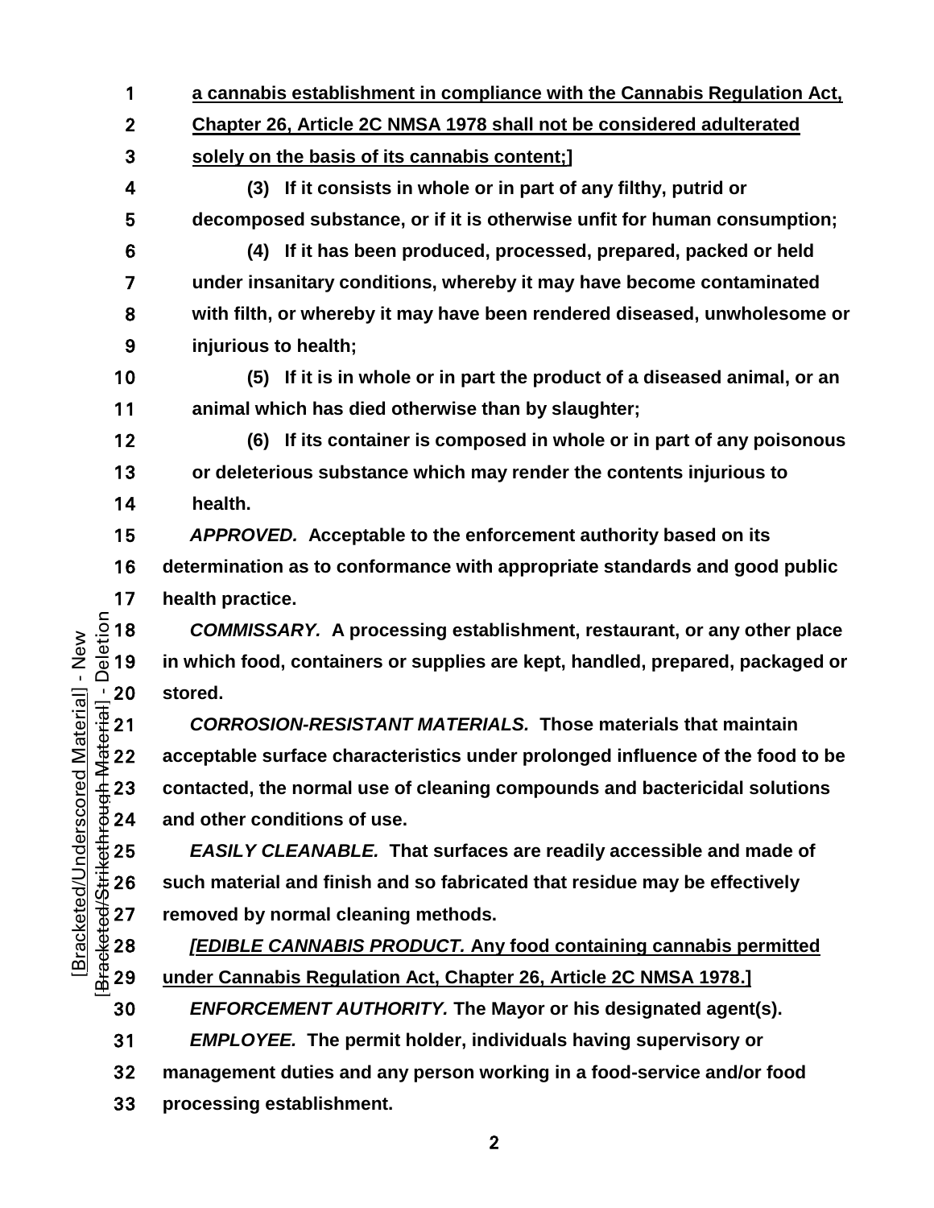<u>a cannabis establishment in compliance with the Cannabis Regulation Act, Chapter 26, Article 2C NMSA 1978 shall not be considered adulterated solely on the basis of its cannabis content;]</u>

**(3) If it consists in whole or in part of any filthy, putrid or decomposed substance, or if it is otherwise unfit for human consumption;**

**(4) If it has been produced, processed, prepared, packed or held under insanitary conditions, whereby it may have become contaminated with filth, or whereby it may have been rendered diseased, unwholesome or injurious to health;**

**(5) If it is in whole or in part the product of a diseased animal, or an animal which has died otherwise than by slaughter;**

**(6) If its container is composed in whole or in part of any poisonous or deleterious substance which may render the contents injurious to health.**

***APPROVED.*** **Acceptable to the enforcement authority based on its determination as to conformance with appropriate standards and good public health practice.**

***COMMISSARY.*** **A processing establishment, restaurant, or any other place in which food, containers or supplies are kept, handled, prepared, packaged or stored.**

***CORROSION-RESISTANT MATERIALS.*** **Those materials that maintain acceptable surface characteristics under prolonged influence of the food to be contacted, the normal use of cleaning compounds and bactericidal solutions and other conditions of use.**

***EASILY CLEANABLE.*** **That surfaces are readily accessible and made of such material and finish and so fabricated that residue may be effectively removed by normal cleaning methods.**

<u>***[EDIBLE CANNABIS PRODUCT.*** **Any food containing cannabis permitted under Cannabis Regulation Act, Chapter 26, Article 2C NMSA 1978.]**</u>

***ENFORCEMENT AUTHORITY.*** **The Mayor or his designated agent(s).**

***EMPLOYEE.*** **The permit holder, individuals having supervisory or management duties and any person working in a food-service and/or food processing establishment.**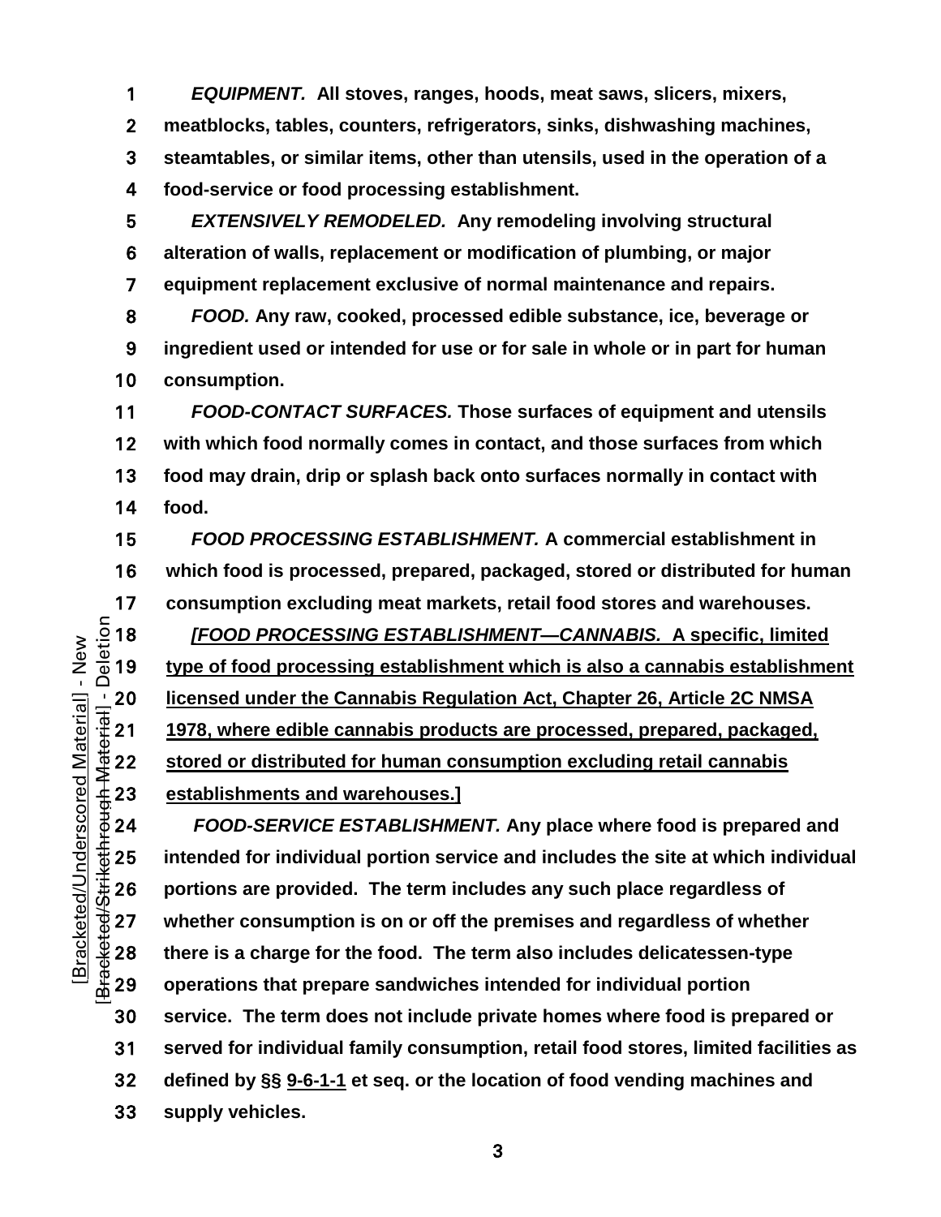***EQUIPMENT.*** **All stoves, ranges, hoods, meat saws, slicers, mixers, meatblocks, tables, counters, refrigerators, sinks, dishwashing machines, steamtables, or similar items, other than utensils, used in the operation of a food-service or food processing establishment.**

***EXTENSIVELY REMODELED.*** **Any remodeling involving structural alteration of walls, replacement or modification of plumbing, or major equipment replacement exclusive of normal maintenance and repairs.**

***FOOD.*** **Any raw, cooked, processed edible substance, ice, beverage or ingredient used or intended for use or for sale in whole or in part for human consumption.**

***FOOD-CONTACT SURFACES.*** **Those surfaces of equipment and utensils with which food normally comes in contact, and those surfaces from which food may drain, drip or splash back onto surfaces normally in contact with food.**

***FOOD PROCESSING ESTABLISHMENT.*** **A commercial establishment in which food is processed, prepared, packaged, stored or distributed for human consumption excluding meat markets, retail food stores and warehouses.**

**[*FOOD PROCESSING ESTABLISHMENT—CANNABIS.* A specific, limited type of food processing establishment which is also a cannabis establishment licensed under the Cannabis Regulation Act, Chapter 26, Article 2C NMSA 1978, where edible cannabis products are processed, prepared, packaged, stored or distributed for human consumption excluding retail cannabis establishments and warehouses.]**

***FOOD-SERVICE ESTABLISHMENT.*** **Any place where food is prepared and intended for individual portion service and includes the site at which individual portions are provided. The term includes any such place regardless of whether consumption is on or off the premises and regardless of whether there is a charge for the food. The term also includes delicatessen-type operations that prepare sandwiches intended for individual portion service. The term does not include private homes where food is prepared or served for individual family consumption, retail food stores, limited facilities as defined by §§ 9-6-1-1 et seq. or the location of food vending machines and supply vehicles.**

[Bracketed/Underscored Material] - New
[Bracketed/Strikethrough Material] - Deletion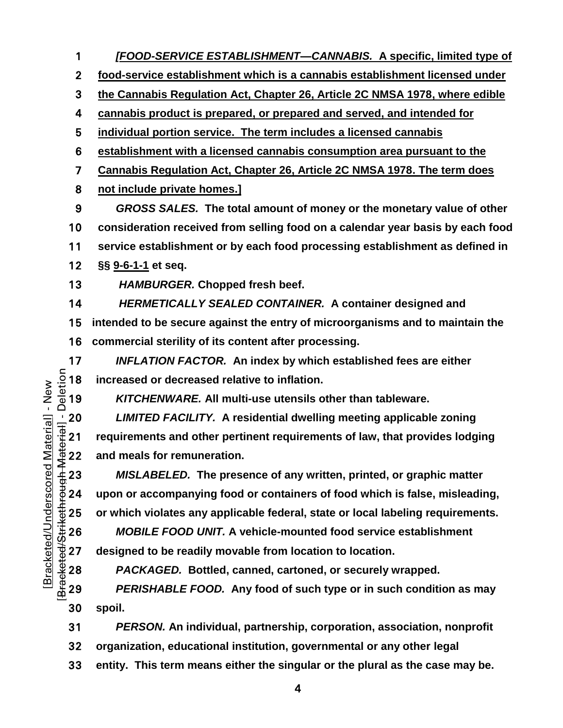*[FOOD-SERVICE ESTABLISHMENT—CANNABIS.* A specific, limited type of food-service establishment which is a cannabis establishment licensed under the Cannabis Regulation Act, Chapter 26, Article 2C NMSA 1978, where edible cannabis product is prepared, or prepared and served, and intended for individual portion service. The term includes a licensed cannabis establishment with a licensed cannabis consumption area pursuant to the Cannabis Regulation Act, Chapter 26, Article 2C NMSA 1978. The term does not include private homes.]

*GROSS SALES.* The total amount of money or the monetary value of other consideration received from selling food on a calendar year basis by each food service establishment or by each food processing establishment as defined in §§ 9-6-1-1 et seq.

*HAMBURGER.* Chopped fresh beef.

*HERMETICALLY SEALED CONTAINER.* A container designed and intended to be secure against the entry of microorganisms and to maintain the commercial sterility of its content after processing.

*INFLATION FACTOR.* An index by which established fees are either increased or decreased relative to inflation.

*KITCHENWARE.* All multi-use utensils other than tableware.

*LIMITED FACILITY.* A residential dwelling meeting applicable zoning requirements and other pertinent requirements of law, that provides lodging and meals for remuneration.

*MISLABELED.* The presence of any written, printed, or graphic matter upon or accompanying food or containers of food which is false, misleading, or which violates any applicable federal, state or local labeling requirements.

*MOBILE FOOD UNIT.* A vehicle-mounted food service establishment designed to be readily movable from location to location.

*PACKAGED.* Bottled, canned, cartoned, or securely wrapped.

*PERISHABLE FOOD.* Any food of such type or in such condition as may spoil.

*PERSON.* An individual, partnership, corporation, association, nonprofit organization, educational institution, governmental or any other legal entity. This term means either the singular or the plural as the case may be.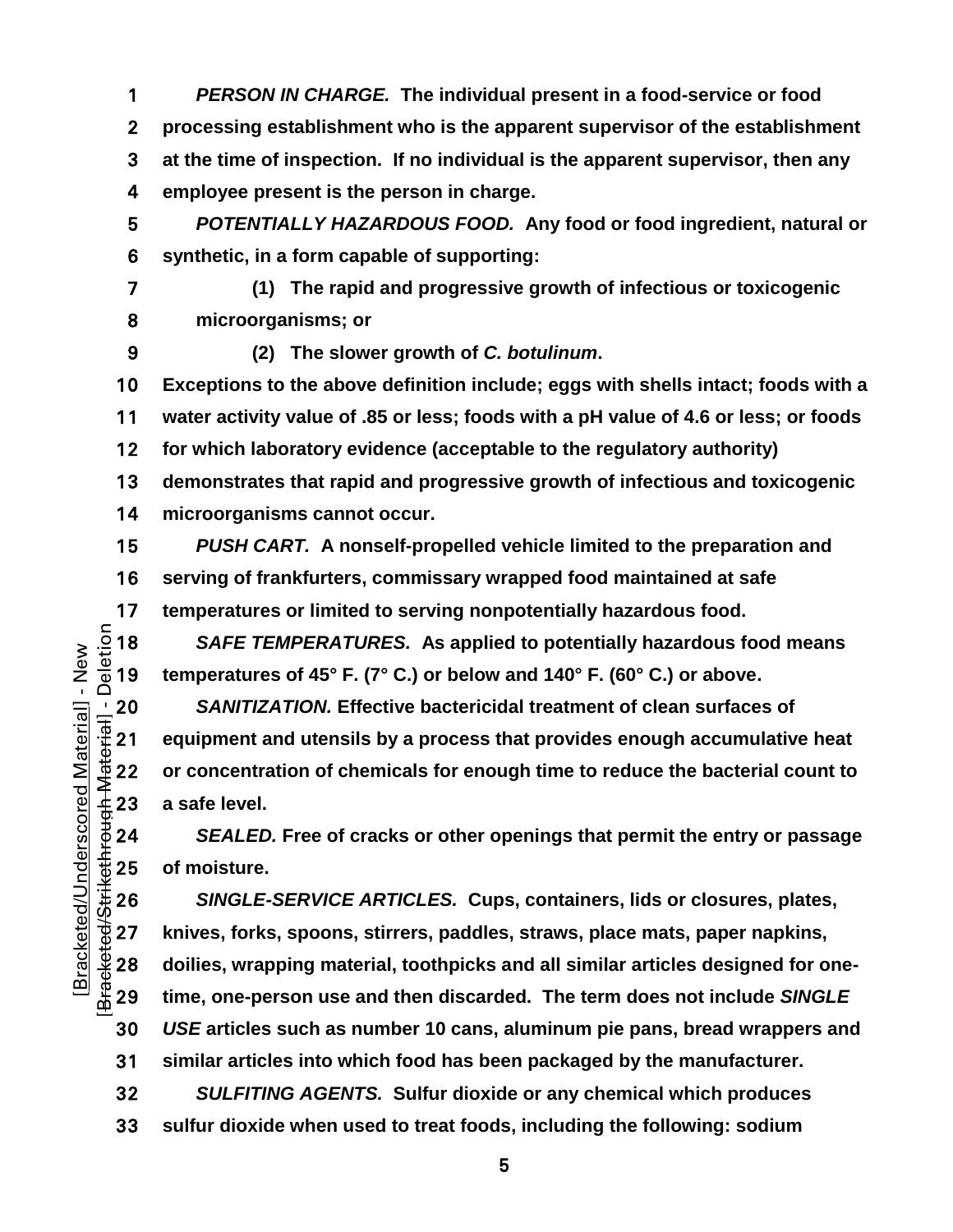***PERSON IN CHARGE.*** **The individual present in a food-service or food processing establishment who is the apparent supervisor of the establishment at the time of inspection. If no individual is the apparent supervisor, then any employee present is the person in charge.**

***POTENTIALLY HAZARDOUS FOOD.*** **Any food or food ingredient, natural or synthetic, in a form capable of supporting:**

**(1) The rapid and progressive growth of infectious or toxicogenic microorganisms; or**

**(2) The slower growth of *C. botulinum*.**

**Exceptions to the above definition include; eggs with shells intact; foods with a water activity value of .85 or less; foods with a pH value of 4.6 or less; or foods for which laboratory evidence (acceptable to the regulatory authority) demonstrates that rapid and progressive growth of infectious and toxicogenic microorganisms cannot occur.**

***PUSH CART.*** **A nonself-propelled vehicle limited to the preparation and serving of frankfurters, commissary wrapped food maintained at safe temperatures or limited to serving nonpotentially hazardous food.**

***SAFE TEMPERATURES.*** **As applied to potentially hazardous food means temperatures of 45° F. (7° C.) or below and 140° F. (60° C.) or above.**

***SANITIZATION.*** **Effective bactericidal treatment of clean surfaces of equipment and utensils by a process that provides enough accumulative heat or concentration of chemicals for enough time to reduce the bacterial count to a safe level.**

***SEALED.*** **Free of cracks or other openings that permit the entry or passage of moisture.**

***SINGLE-SERVICE ARTICLES.*** **Cups, containers, lids or closures, plates, knives, forks, spoons, stirrers, paddles, straws, place mats, paper napkins, doilies, wrapping material, toothpicks and all similar articles designed for one-time, one-person use and then discarded. The term does not include *SINGLE USE* articles such as number 10 cans, aluminum pie pans, bread wrappers and similar articles into which food has been packaged by the manufacturer.**

***SULFITING AGENTS.*** **Sulfur dioxide or any chemical which produces sulfur dioxide when used to treat foods, including the following: sodium**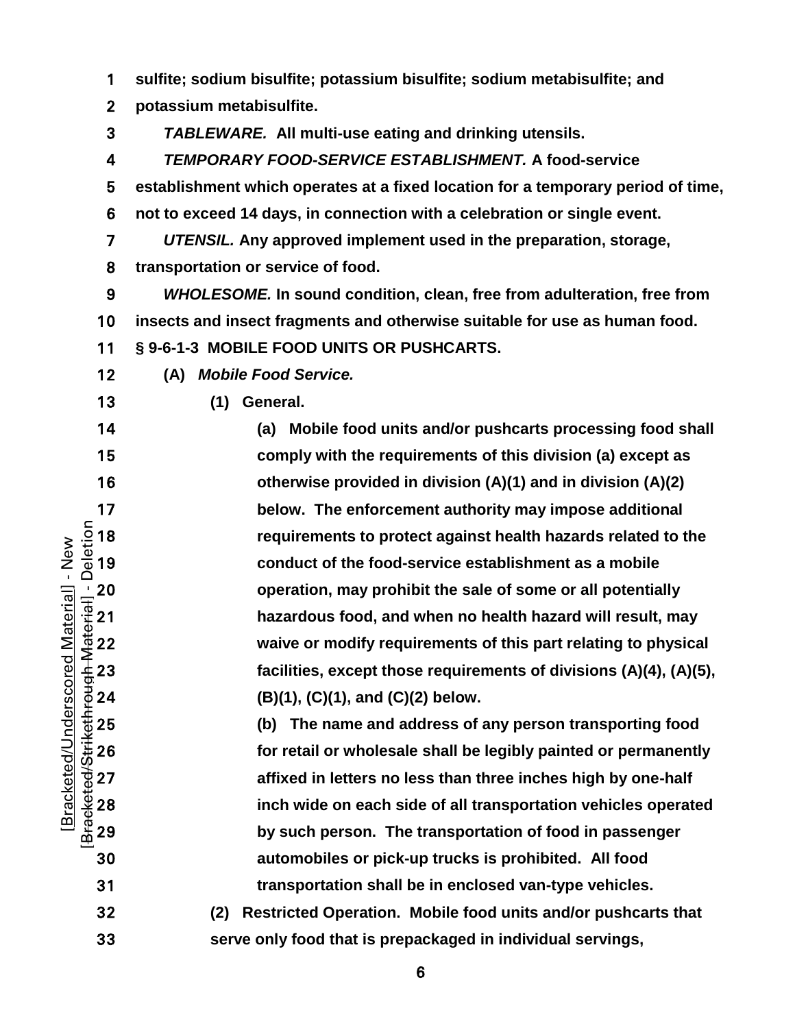**sulfite; sodium bisulfite; potassium bisulfite; sodium metabisulfite; and potassium metabisulfite.**

***TABLEWARE.*** **All multi-use eating and drinking utensils.**

***TEMPORARY FOOD-SERVICE ESTABLISHMENT.*** **A food-service establishment which operates at a fixed location for a temporary period of time, not to exceed 14 days, in connection with a celebration or single event.**

***UTENSIL.*** **Any approved implement used in the preparation, storage, transportation or service of food.**

***WHOLESOME.*** **In sound condition, clean, free from adulteration, free from insects and insect fragments and otherwise suitable for use as human food.**

**§ 9-6-1-3 MOBILE FOOD UNITS OR PUSHCARTS.**

**(A)** ***Mobile Food Service.***

**(1) General.**

**(a) Mobile food units and/or pushcarts processing food shall comply with the requirements of this division (a) except as otherwise provided in division (A)(1) and in division (A)(2) below. The enforcement authority may impose additional requirements to protect against health hazards related to the conduct of the food-service establishment as a mobile operation, may prohibit the sale of some or all potentially hazardous food, and when no health hazard will result, may waive or modify requirements of this part relating to physical facilities, except those requirements of divisions (A)(4), (A)(5), (B)(1), (C)(1), and (C)(2) below.**

**(b) The name and address of any person transporting food for retail or wholesale shall be legibly painted or permanently affixed in letters no less than three inches high by one-half inch wide on each side of all transportation vehicles operated by such person. The transportation of food in passenger automobiles or pick-up trucks is prohibited. All food transportation shall be in enclosed van-type vehicles.**

**(2) Restricted Operation. Mobile food units and/or pushcarts that serve only food that is prepackaged in individual servings,**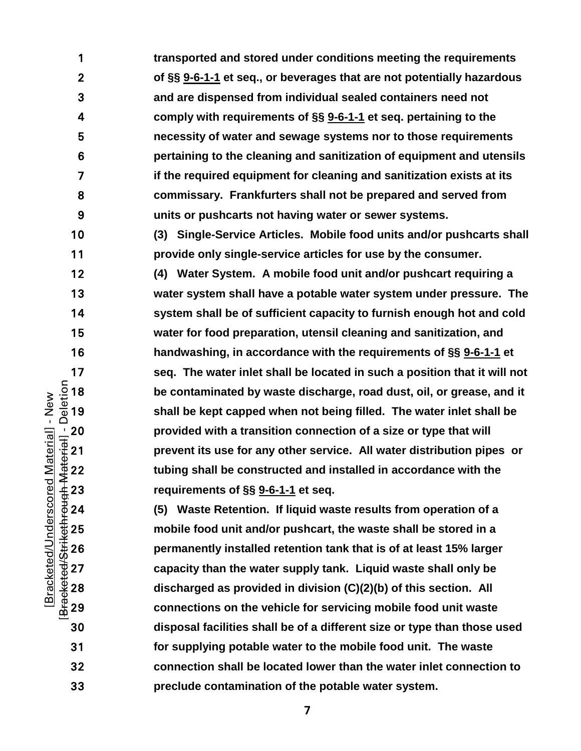**transported and stored under conditions meeting the requirements of §§ <u>9-6-1-1</u> et seq., or beverages that are not potentially hazardous and are dispensed from individual sealed containers need not comply with requirements of §§ <u>9-6-1-1</u> et seq. pertaining to the necessity of water and sewage systems nor to those requirements pertaining to the cleaning and sanitization of equipment and utensils if the required equipment for cleaning and sanitization exists at its commissary. Frankfurters shall not be prepared and served from units or pushcarts not having water or sewer systems.**

**(3) Single-Service Articles. Mobile food units and/or pushcarts shall provide only single-service articles for use by the consumer.**

**(4) Water System. A mobile food unit and/or pushcart requiring a water system shall have a potable water system under pressure. The system shall be of sufficient capacity to furnish enough hot and cold water for food preparation, utensil cleaning and sanitization, and handwashing, in accordance with the requirements of §§ <u>9-6-1-1</u> et seq. The water inlet shall be located in such a position that it will not be contaminated by waste discharge, road dust, oil, or grease, and it shall be kept capped when not being filled. The water inlet shall be provided with a transition connection of a size or type that will prevent its use for any other service. All water distribution pipes or tubing shall be constructed and installed in accordance with the requirements of §§ <u>9-6-1-1</u> et seq.**

**(5) Waste Retention. If liquid waste results from operation of a mobile food unit and/or pushcart, the waste shall be stored in a permanently installed retention tank that is of at least 15% larger capacity than the water supply tank. Liquid waste shall only be discharged as provided in division (C)(2)(b) of this section. All connections on the vehicle for servicing mobile food unit waste disposal facilities shall be of a different size or type than those used for supplying potable water to the mobile food unit. The waste connection shall be located lower than the water inlet connection to preclude contamination of the potable water system.**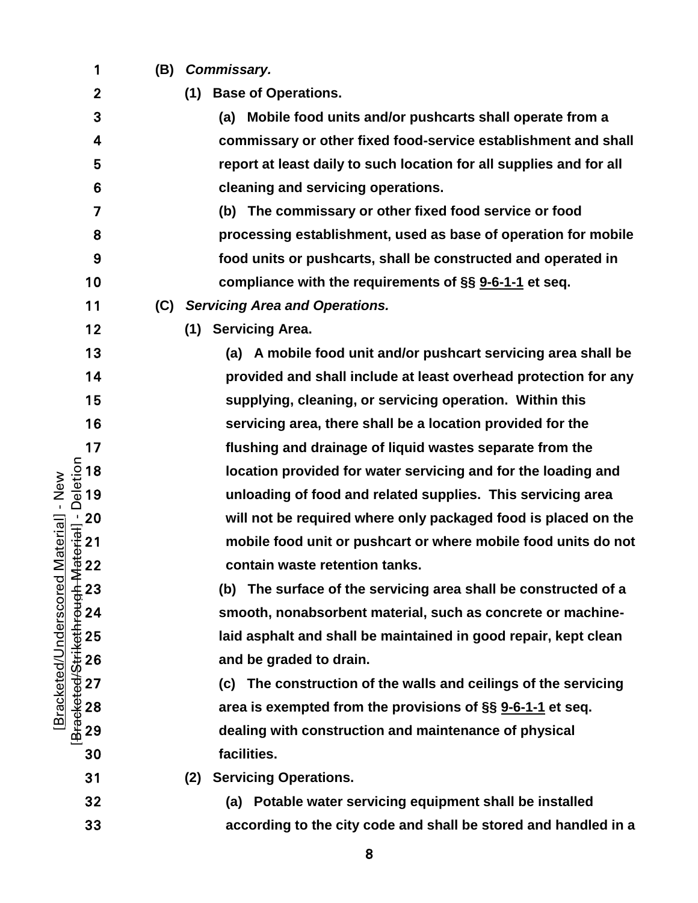**(B)** ***Commissary.***

**(1) Base of Operations.**

**(a) Mobile food units and/or pushcarts shall operate from a commissary or other fixed food-service establishment and shall report at least daily to such location for all supplies and for all cleaning and servicing operations.**

**(b) The commissary or other fixed food service or food processing establishment, used as base of operation for mobile food units or pushcarts, shall be constructed and operated in compliance with the requirements of §§ <u>9-6-1-1</u> et seq.**

**(C)** ***Servicing Area and Operations.***

**(1) Servicing Area.**

**(a) A mobile food unit and/or pushcart servicing area shall be provided and shall include at least overhead protection for any supplying, cleaning, or servicing operation. Within this servicing area, there shall be a location provided for the flushing and drainage of liquid wastes separate from the location provided for water servicing and for the loading and unloading of food and related supplies. This servicing area will not be required where only packaged food is placed on the mobile food unit or pushcart or where mobile food units do not contain waste retention tanks.**

**(b) The surface of the servicing area shall be constructed of a smooth, nonabsorbent material, such as concrete or machine-laid asphalt and shall be maintained in good repair, kept clean and be graded to drain.**

**(c) The construction of the walls and ceilings of the servicing area is exempted from the provisions of §§ <u>9-6-1-1</u> et seq. dealing with construction and maintenance of physical facilities.**

**(2) Servicing Operations.**

**(a) Potable water servicing equipment shall be installed according to the city code and shall be stored and handled in a**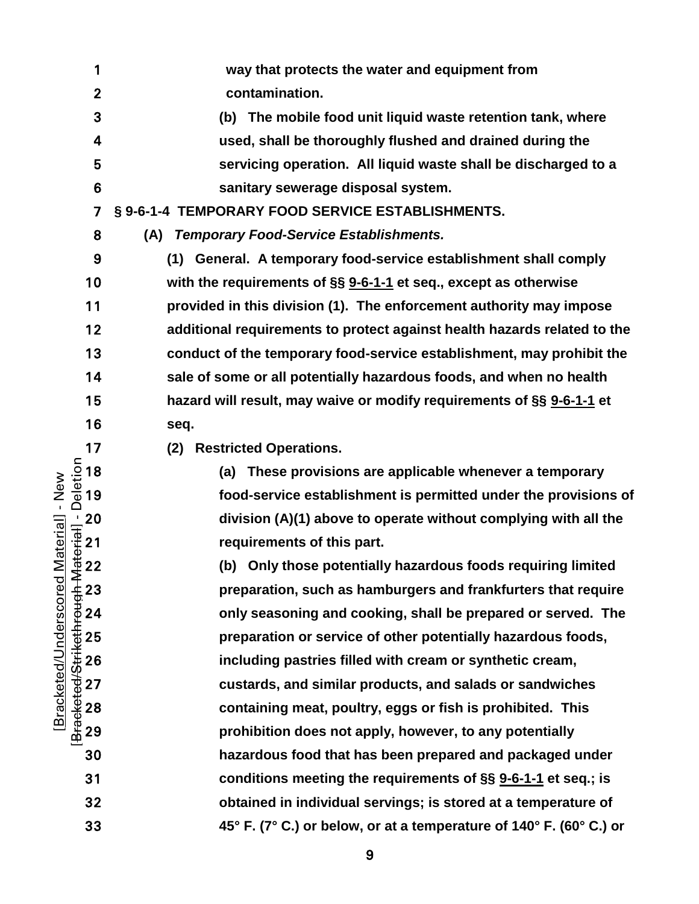**way that protects the water and equipment from contamination.**

**(b) The mobile food unit liquid waste retention tank, where used, shall be thoroughly flushed and drained during the servicing operation. All liquid waste shall be discharged to a sanitary sewerage disposal system.**

**§ 9-6-1-4 TEMPORARY FOOD SERVICE ESTABLISHMENTS.**

**(A)** ***Temporary Food-Service Establishments.***

**(1) General. A temporary food-service establishment shall comply with the requirements of §§ 9-6-1-1 et seq., except as otherwise provided in this division (1). The enforcement authority may impose additional requirements to protect against health hazards related to the conduct of the temporary food-service establishment, may prohibit the sale of some or all potentially hazardous foods, and when no health hazard will result, may waive or modify requirements of §§ 9-6-1-1 et seq.**

**(2) Restricted Operations.**

**(a) These provisions are applicable whenever a temporary food-service establishment is permitted under the provisions of division (A)(1) above to operate without complying with all the requirements of this part.**

**(b) Only those potentially hazardous foods requiring limited preparation, such as hamburgers and frankfurters that require only seasoning and cooking, shall be prepared or served. The preparation or service of other potentially hazardous foods, including pastries filled with cream or synthetic cream, custards, and similar products, and salads or sandwiches containing meat, poultry, eggs or fish is prohibited. This prohibition does not apply, however, to any potentially hazardous food that has been prepared and packaged under conditions meeting the requirements of §§ 9-6-1-1 et seq.; is obtained in individual servings; is stored at a temperature of 45° F. (7° C.) or below, or at a temperature of 140° F. (60° C.) or**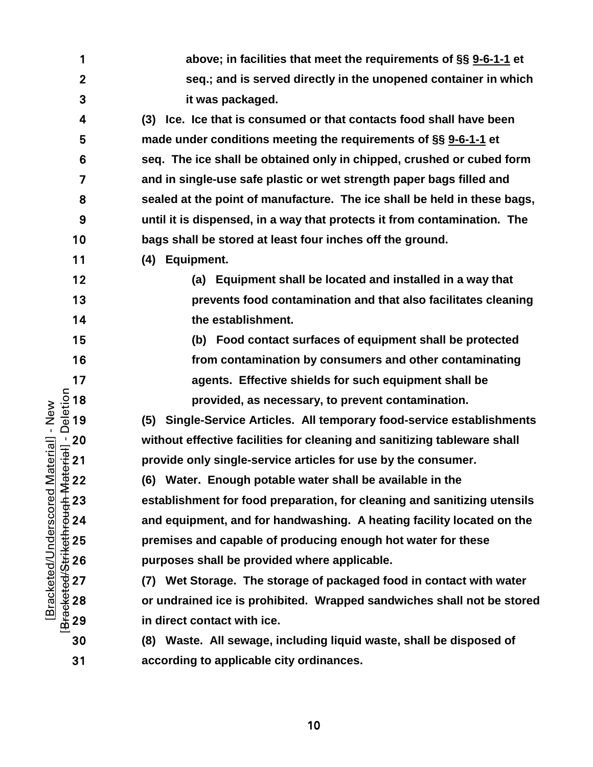**above; in facilities that meet the requirements of §§ 9-6-1-1 et seq.; and is served directly in the unopened container in which it was packaged.**

**(3) Ice. Ice that is consumed or that contacts food shall have been made under conditions meeting the requirements of §§ 9-6-1-1 et seq. The ice shall be obtained only in chipped, crushed or cubed form and in single-use safe plastic or wet strength paper bags filled and sealed at the point of manufacture. The ice shall be held in these bags, until it is dispensed, in a way that protects it from contamination. The bags shall be stored at least four inches off the ground.**

**(4) Equipment.**

**(a) Equipment shall be located and installed in a way that prevents food contamination and that also facilitates cleaning the establishment.**

**(b) Food contact surfaces of equipment shall be protected from contamination by consumers and other contaminating agents. Effective shields for such equipment shall be provided, as necessary, to prevent contamination.**

**(5) Single-Service Articles. All temporary food-service establishments without effective facilities for cleaning and sanitizing tableware shall provide only single-service articles for use by the consumer.**

**(6) Water. Enough potable water shall be available in the establishment for food preparation, for cleaning and sanitizing utensils and equipment, and for handwashing. A heating facility located on the premises and capable of producing enough hot water for these purposes shall be provided where applicable.**

**(7) Wet Storage. The storage of packaged food in contact with water or undrained ice is prohibited. Wrapped sandwiches shall not be stored in direct contact with ice.**

**(8) Waste. All sewage, including liquid waste, shall be disposed of according to applicable city ordinances.**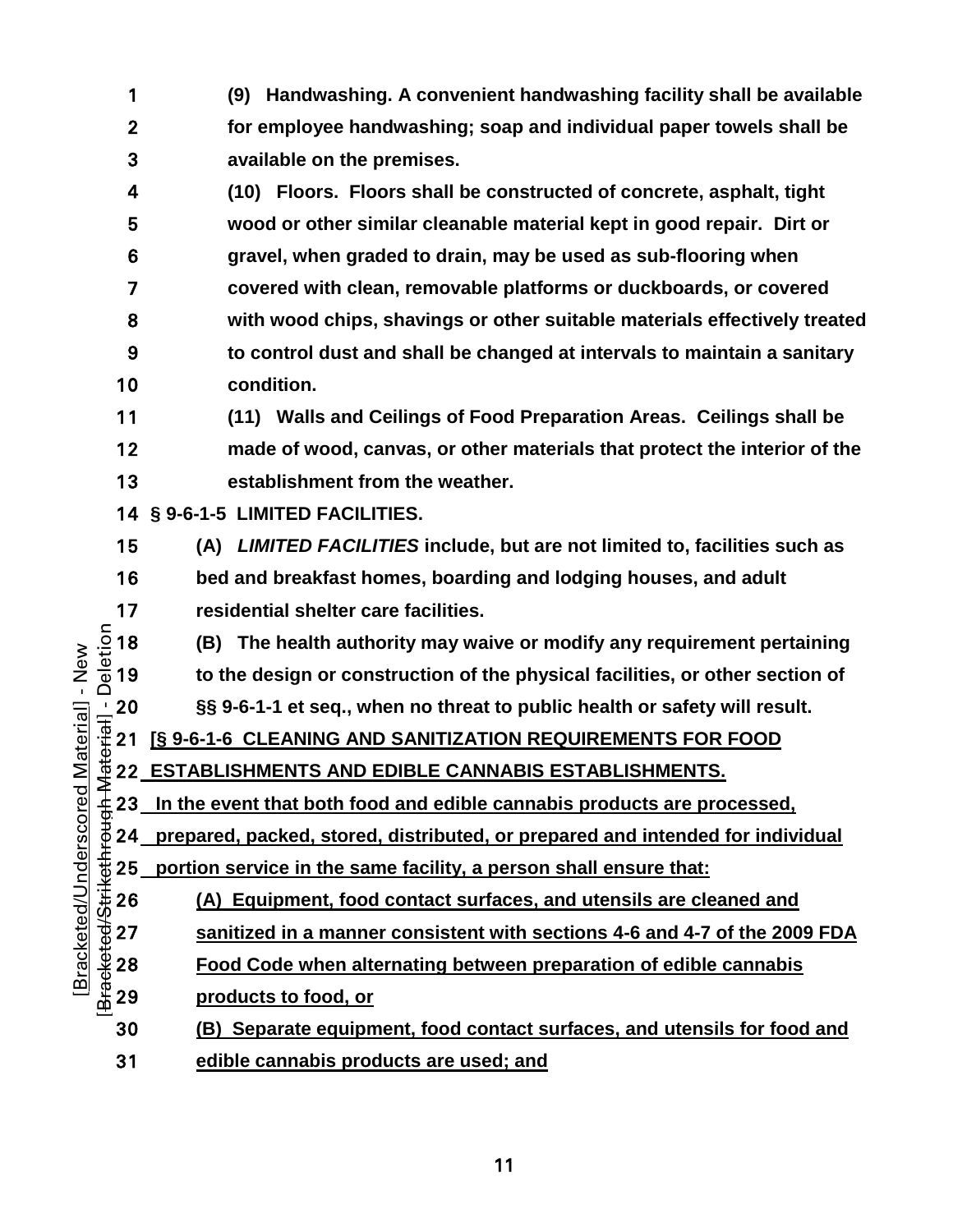**(9) Handwashing. A convenient handwashing facility shall be available for employee handwashing; soap and individual paper towels shall be available on the premises.**

**(10) Floors. Floors shall be constructed of concrete, asphalt, tight wood or other similar cleanable material kept in good repair. Dirt or gravel, when graded to drain, may be used as sub-flooring when covered with clean, removable platforms or duckboards, or covered with wood chips, shavings or other suitable materials effectively treated to control dust and shall be changed at intervals to maintain a sanitary condition.**

**(11) Walls and Ceilings of Food Preparation Areas. Ceilings shall be made of wood, canvas, or other materials that protect the interior of the establishment from the weather.**

**§ 9-6-1-5 LIMITED FACILITIES.**

**(A) *LIMITED FACILITIES* include, but are not limited to, facilities such as bed and breakfast homes, boarding and lodging houses, and adult residential shelter care facilities.**

**(B) The health authority may waive or modify any requirement pertaining to the design or construction of the physical facilities, or other section of §§ 9-6-1-1 et seq., when no threat to public health or safety will result.**

**[<u>§ 9-6-1-6 CLEANING AND SANITIZATION REQUIREMENTS FOR FOOD ESTABLISHMENTS AND EDIBLE CANNABIS ESTABLISHMENTS.</u>**

**<u>In the event that both food and edible cannabis products are processed, prepared, packed, stored, distributed, or prepared and intended for individual portion service in the same facility, a person shall ensure that:</u>**

**<u>(A) Equipment, food contact surfaces, and utensils are cleaned and sanitized in a manner consistent with sections 4-6 and 4-7 of the 2009 FDA Food Code when alternating between preparation of edible cannabis products to food, or</u>**

**<u>(B) Separate equipment, food contact surfaces, and utensils for food and edible cannabis products are used; and</u>**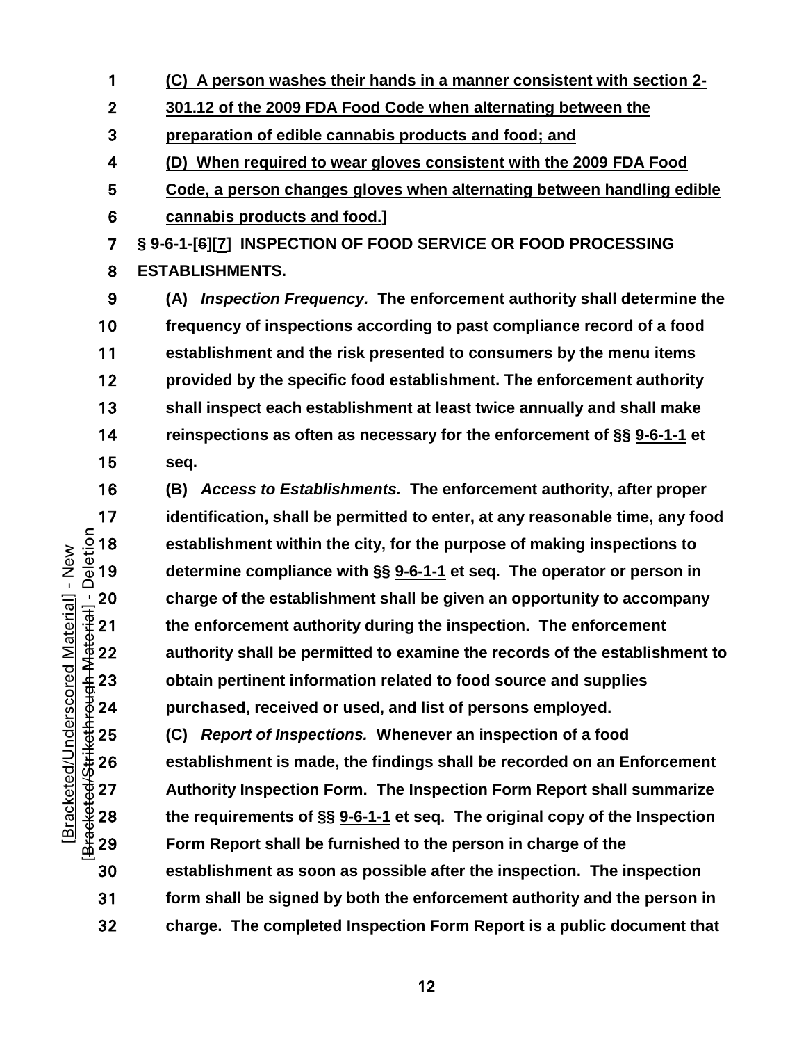(C) A person washes their hands in a manner consistent with section 2-301.12 of the 2009 FDA Food Code when alternating between the preparation of edible cannabis products and food; and

(D) When required to wear gloves consistent with the 2009 FDA Food Code, a person changes gloves when alternating between handling edible cannabis products and food.]

**§ 9-6-1-[~~6~~][7] INSPECTION OF FOOD SERVICE OR FOOD PROCESSING ESTABLISHMENTS.**

**(A)** ***Inspection Frequency.*** **The enforcement authority shall determine the frequency of inspections according to past compliance record of a food establishment and the risk presented to consumers by the menu items provided by the specific food establishment. The enforcement authority shall inspect each establishment at least twice annually and shall make reinspections as often as necessary for the enforcement of §§ 9-6-1-1 et seq.**

**(B)** ***Access to Establishments.*** **The enforcement authority, after proper identification, shall be permitted to enter, at any reasonable time, any food establishment within the city, for the purpose of making inspections to determine compliance with §§ 9-6-1-1 et seq. The operator or person in charge of the establishment shall be given an opportunity to accompany the enforcement authority during the inspection. The enforcement authority shall be permitted to examine the records of the establishment to obtain pertinent information related to food source and supplies purchased, received or used, and list of persons employed.**

**(C)** ***Report of Inspections.*** **Whenever an inspection of a food establishment is made, the findings shall be recorded on an Enforcement Authority Inspection Form. The Inspection Form Report shall summarize the requirements of §§ 9-6-1-1 et seq. The original copy of the Inspection Form Report shall be furnished to the person in charge of the establishment as soon as possible after the inspection. The inspection form shall be signed by both the enforcement authority and the person in charge. The completed Inspection Form Report is a public document that**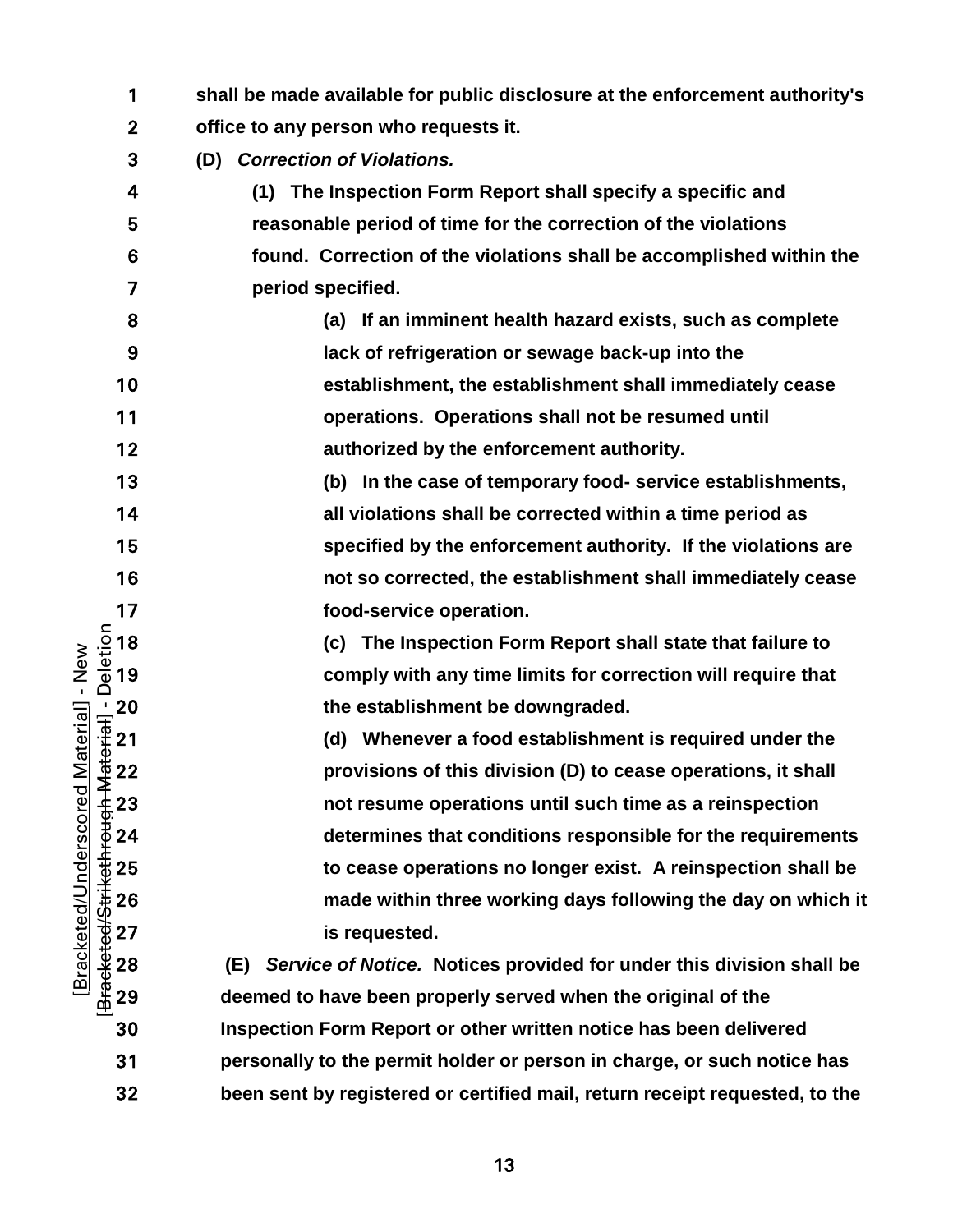**shall be made available for public disclosure at the enforcement authority's office to any person who requests it.**

**(D)** ***Correction of Violations.***

**(1) The Inspection Form Report shall specify a specific and reasonable period of time for the correction of the violations found. Correction of the violations shall be accomplished within the period specified.**

**(a) If an imminent health hazard exists, such as complete lack of refrigeration or sewage back-up into the establishment, the establishment shall immediately cease operations. Operations shall not be resumed until authorized by the enforcement authority.**

**(b) In the case of temporary food- service establishments, all violations shall be corrected within a time period as specified by the enforcement authority. If the violations are not so corrected, the establishment shall immediately cease food-service operation.**

**(c) The Inspection Form Report shall state that failure to comply with any time limits for correction will require that the establishment be downgraded.**

**(d) Whenever a food establishment is required under the provisions of this division (D) to cease operations, it shall not resume operations until such time as a reinspection determines that conditions responsible for the requirements to cease operations no longer exist. A reinspection shall be made within three working days following the day on which it is requested.**

**(E)** ***Service of Notice.*** **Notices provided for under this division shall be deemed to have been properly served when the original of the Inspection Form Report or other written notice has been delivered personally to the permit holder or person in charge, or such notice has been sent by registered or certified mail, return receipt requested, to the**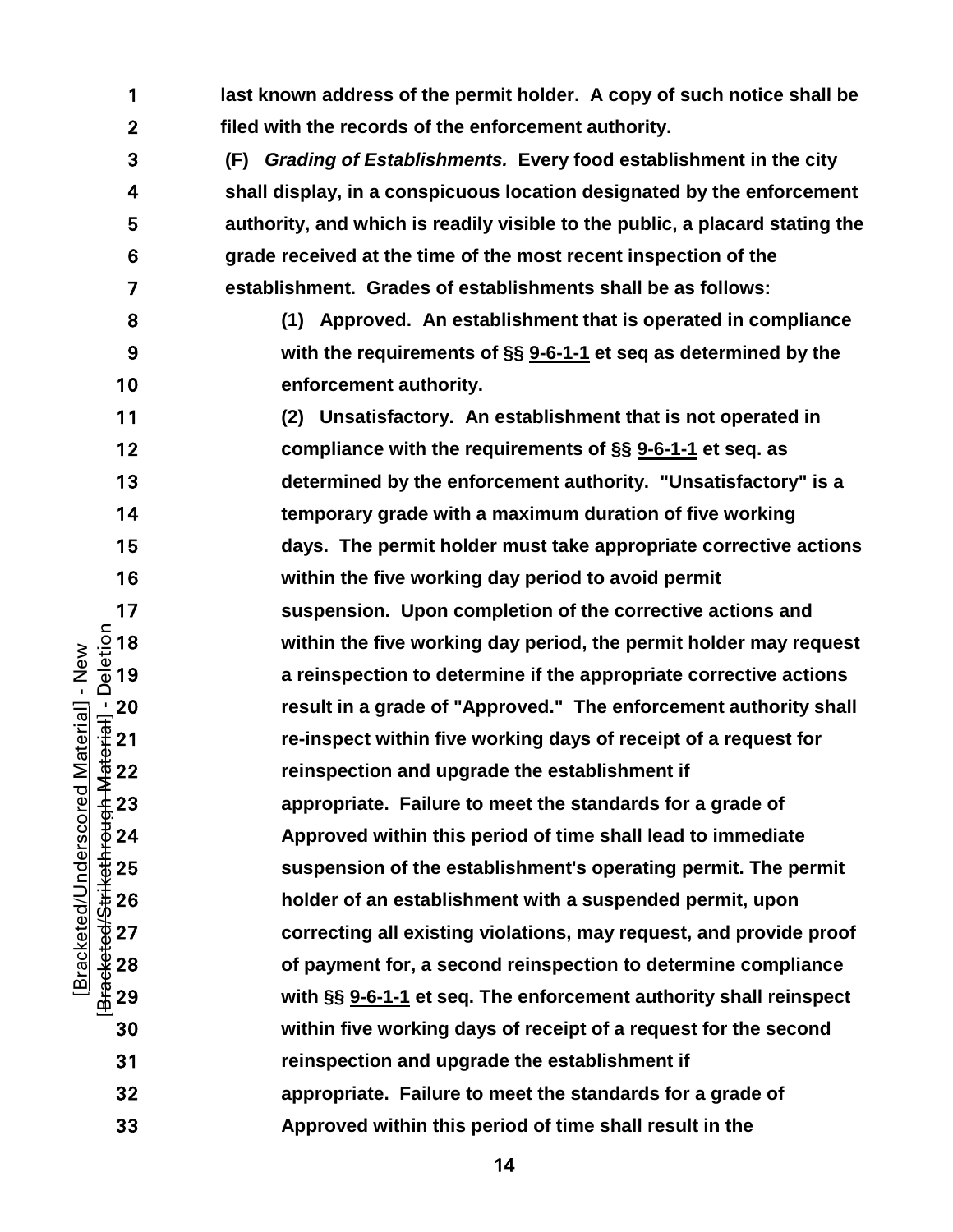**last known address of the permit holder. A copy of such notice shall be filed with the records of the enforcement authority.**

**(F)** ***Grading of Establishments.*** **Every food establishment in the city shall display, in a conspicuous location designated by the enforcement authority, and which is readily visible to the public, a placard stating the grade received at the time of the most recent inspection of the establishment. Grades of establishments shall be as follows:**

**(1) Approved. An establishment that is operated in compliance with the requirements of §§ 9-6-1-1 et seq as determined by the enforcement authority.**

**(2) Unsatisfactory. An establishment that is not operated in compliance with the requirements of §§ 9-6-1-1 et seq. as determined by the enforcement authority. "Unsatisfactory" is a temporary grade with a maximum duration of five working days. The permit holder must take appropriate corrective actions within the five working day period to avoid permit suspension. Upon completion of the corrective actions and within the five working day period, the permit holder may request a reinspection to determine if the appropriate corrective actions result in a grade of "Approved." The enforcement authority shall re-inspect within five working days of receipt of a request for reinspection and upgrade the establishment if appropriate. Failure to meet the standards for a grade of Approved within this period of time shall lead to immediate suspension of the establishment's operating permit. The permit holder of an establishment with a suspended permit, upon correcting all existing violations, may request, and provide proof of payment for, a second reinspection to determine compliance with §§ 9-6-1-1 et seq. The enforcement authority shall reinspect within five working days of receipt of a request for the second reinspection and upgrade the establishment if appropriate. Failure to meet the standards for a grade of Approved within this period of time shall result in the**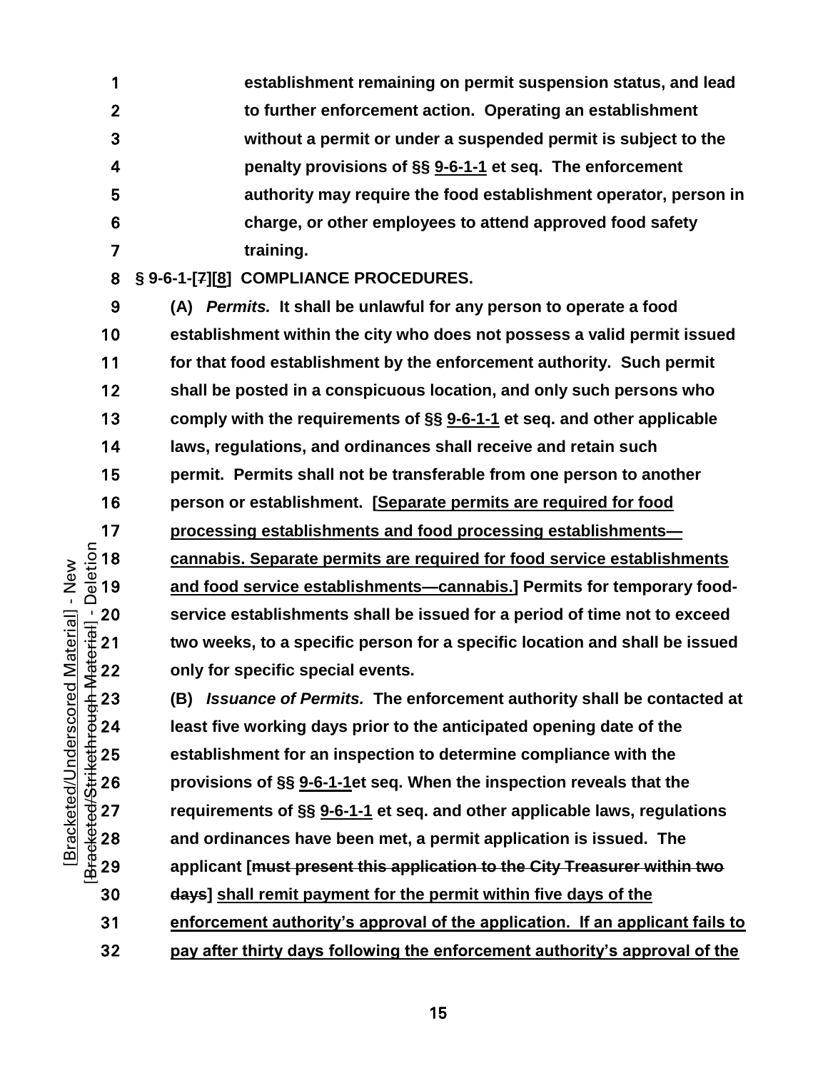**establishment remaining on permit suspension status, and lead to further enforcement action. Operating an establishment without a permit or under a suspended permit is subject to the penalty provisions of §§ <u>9-6-1-1</u> et seq. The enforcement authority may require the food establishment operator, person in charge, or other employees to attend approved food safety training.**

**§ 9-6-1-[~~7~~][<u>8</u>] COMPLIANCE PROCEDURES.**

**(A) *Permits.* It shall be unlawful for any person to operate a food establishment within the city who does not possess a valid permit issued for that food establishment by the enforcement authority. Such permit shall be posted in a conspicuous location, and only such persons who comply with the requirements of §§ <u>9-6-1-1</u> et seq. and other applicable laws, regulations, and ordinances shall receive and retain such permit. Permits shall not be transferable from one person to another person or establishment. [<u>Separate permits are required for food processing establishments and food processing establishments—cannabis. Separate permits are required for food service establishments and food service establishments—cannabis.</u>] Permits for temporary food-service establishments shall be issued for a period of time not to exceed two weeks, to a specific person for a specific location and shall be issued only for specific special events.**

**(B) *Issuance of Permits.* The enforcement authority shall be contacted at least five working days prior to the anticipated opening date of the establishment for an inspection to determine compliance with the provisions of §§ <u>9-6-1-1</u>et seq. When the inspection reveals that the requirements of §§ <u>9-6-1-1</u> et seq. and other applicable laws, regulations and ordinances have been met, a permit application is issued. The applicant [~~must present this application to the City Treasurer within two days~~] <u>shall remit payment for the permit within five days of the enforcement authority's approval of the application. If an applicant fails to pay after thirty days following the enforcement authority's approval of the</u>**

[Bracketed/Underscored Material] - New
[Bracketed/~~Strikethrough Material~~] - Deletion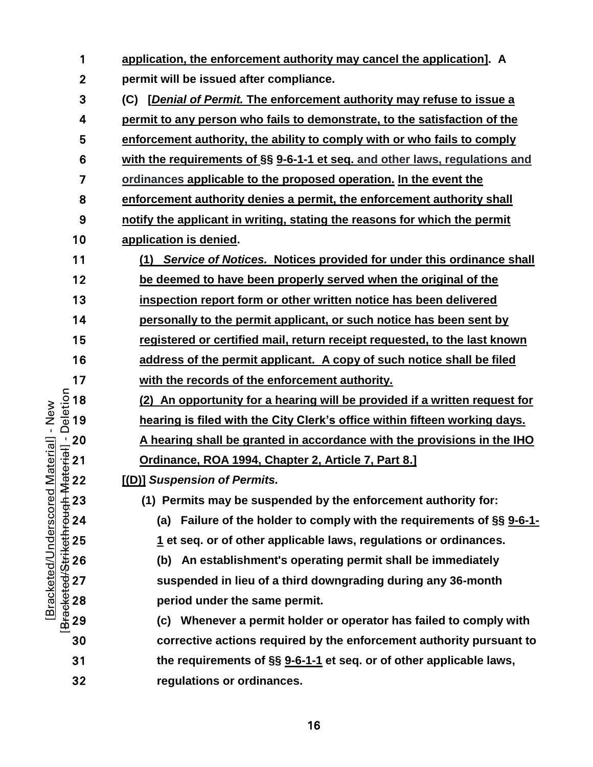application, the enforcement authority may cancel the application]. A permit will be issued after compliance.

(C) [*Denial of Permit.* The enforcement authority may refuse to issue a permit to any person who fails to demonstrate, to the satisfaction of the enforcement authority, the ability to comply with or who fails to comply with the requirements of §§ 9-6-1-1 et seq. and other laws, regulations and ordinances applicable to the proposed operation. In the event the enforcement authority denies a permit, the enforcement authority shall notify the applicant in writing, stating the reasons for which the permit application is denied.

(1) *Service of Notices.* Notices provided for under this ordinance shall be deemed to have been properly served when the original of the inspection report form or other written notice has been delivered personally to the permit applicant, or such notice has been sent by registered or certified mail, return receipt requested, to the last known address of the permit applicant. A copy of such notice shall be filed with the records of the enforcement authority.

(2) An opportunity for a hearing will be provided if a written request for hearing is filed with the City Clerk's office within fifteen working days. A hearing shall be granted in accordance with the provisions in the IHO Ordinance, ROA 1994, Chapter 2, Article 7, Part 8.]

[(D)] *Suspension of Permits.*

(1) Permits may be suspended by the enforcement authority for:

(a) Failure of the holder to comply with the requirements of §§ 9-6-1-1 et seq. or of other applicable laws, regulations or ordinances.

(b) An establishment's operating permit shall be immediately suspended in lieu of a third downgrading during any 36-month period under the same permit.

(c) Whenever a permit holder or operator has failed to comply with corrective actions required by the enforcement authority pursuant to the requirements of §§ 9-6-1-1 et seq. or of other applicable laws, regulations or ordinances.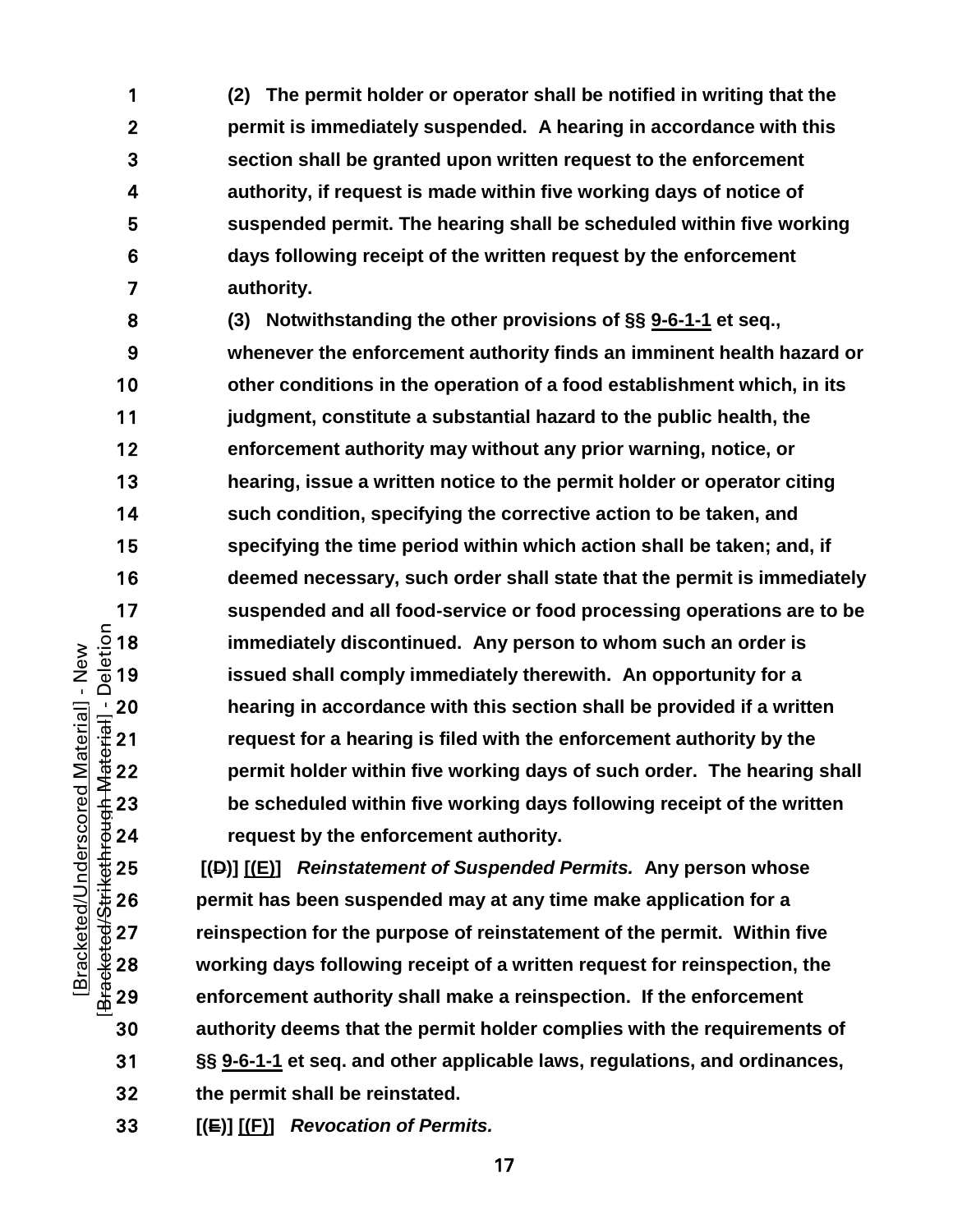**(2) The permit holder or operator shall be notified in writing that the permit is immediately suspended. A hearing in accordance with this section shall be granted upon written request to the enforcement authority, if request is made within five working days of notice of suspended permit. The hearing shall be scheduled within five working days following receipt of the written request by the enforcement authority.**

**(3) Notwithstanding the other provisions of §§ 9-6-1-1 et seq., whenever the enforcement authority finds an imminent health hazard or other conditions in the operation of a food establishment which, in its judgment, constitute a substantial hazard to the public health, the enforcement authority may without any prior warning, notice, or hearing, issue a written notice to the permit holder or operator citing such condition, specifying the corrective action to be taken, and specifying the time period within which action shall be taken; and, if deemed necessary, such order shall state that the permit is immediately suspended and all food-service or food processing operations are to be immediately discontinued. Any person to whom such an order is issued shall comply immediately therewith. An opportunity for a hearing in accordance with this section shall be provided if a written request for a hearing is filed with the enforcement authority by the permit holder within five working days of such order. The hearing shall be scheduled within five working days following receipt of the written request by the enforcement authority.**

**[(~~D~~)] [(E)]** ***Reinstatement of Suspended Permits.*** **Any person whose permit has been suspended may at any time make application for a reinspection for the purpose of reinstatement of the permit. Within five working days following receipt of a written request for reinspection, the enforcement authority shall make a reinspection. If the enforcement authority deems that the permit holder complies with the requirements of §§ 9-6-1-1 et seq. and other applicable laws, regulations, and ordinances, the permit shall be reinstated.**

**[(~~E~~)] [(F)]** ***Revocation of Permits.***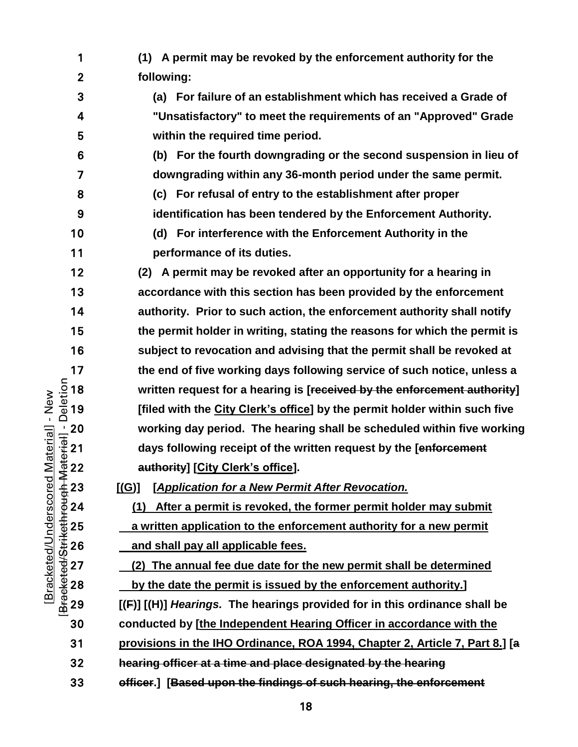(1) A permit may be revoked by the enforcement authority for the following:

(a) For failure of an establishment which has received a Grade of "Unsatisfactory" to meet the requirements of an "Approved" Grade within the required time period.

(b) For the fourth downgrading or the second suspension in lieu of downgrading within any 36-month period under the same permit.

(c) For refusal of entry to the establishment after proper identification has been tendered by the Enforcement Authority.

(d) For interference with the Enforcement Authority in the performance of its duties.

(2) A permit may be revoked after an opportunity for a hearing in accordance with this section has been provided by the enforcement authority. Prior to such action, the enforcement authority shall notify the permit holder in writing, stating the reasons for which the permit is subject to revocation and advising that the permit shall be revoked at the end of five working days following service of such notice, unless a written request for a hearing is [~~received by the enforcement authority~~] [filed with the <u>City Clerk's office</u>] by the permit holder within such five working day period. The hearing shall be scheduled within five working days following receipt of the written request by the [~~enforcement authority~~] [<u>City Clerk's office</u>].

[<u>(G)</u>] [<u>*Application for a New Permit After Revocation.*</u>

<u>(1) After a permit is revoked, the former permit holder may submit a written application to the enforcement authority for a new permit and shall pay all applicable fees.</u>

<u>(2) The annual fee due date for the new permit shall be determined by the date the permit is issued by the enforcement authority.</u>]

[(~~F~~)] [(H)] *Hearings.* The hearings provided for in this ordinance shall be conducted by [<u>the Independent Hearing Officer in accordance with the provisions in the IHO Ordinance, ROA 1994, Chapter 2, Article 7, Part 8.</u>] [~~a hearing officer at a time and place designated by the hearing officer.~~] [~~Based upon the findings of such hearing, the enforcement~~

[Bracketed/Underscored Material] - New
[Bracketed/Strikethrough Material] - Deletion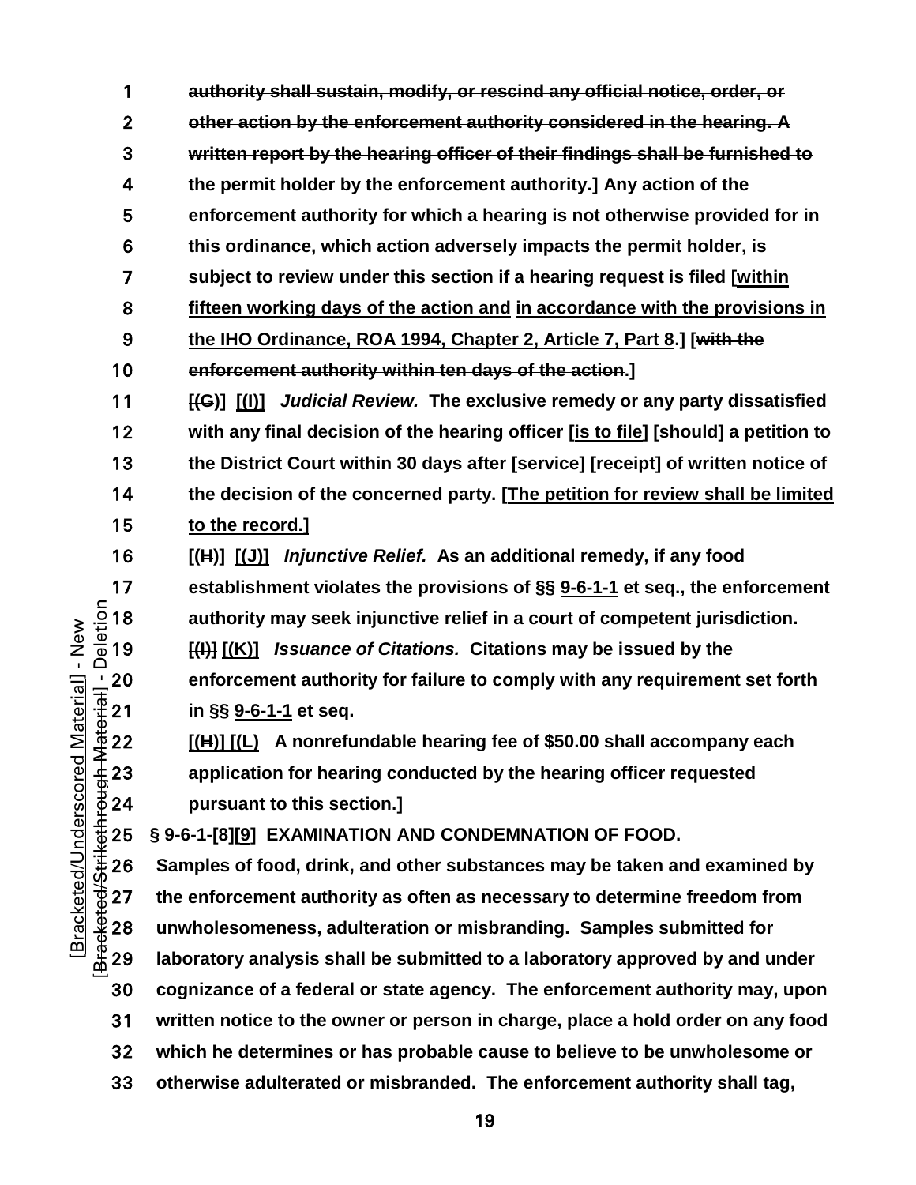~~authority shall sustain, modify, or rescind any official notice, order, or other action by the enforcement authority considered in the hearing. A written report by the hearing officer of their findings shall be furnished to the permit holder by the enforcement authority.]~~ **Any action of the enforcement authority for which a hearing is not otherwise provided for in this ordinance, which action adversely impacts the permit holder, is subject to review under this section if a hearing request is filed [<u>within fifteen working days of the action and</u> <u>in accordance with the provisions in the IHO Ordinance, ROA 1994, Chapter 2, Article 7, Part 8</u>.] [~~with the enforcement authority within ten days of the action~~.]**

**[(~~G~~)] [<u>(I)</u>] *Judicial Review.* The exclusive remedy or any party dissatisfied with any final decision of the hearing officer [<u>is to file</u>] [~~should~~] a petition to the District Court within 30 days after [service] [~~receipt~~] of written notice of the decision of the concerned party. [<u>The petition for review shall be limited to the record.</u>]**

**[(~~H~~)] [<u>(J)</u>] *Injunctive Relief.* As an additional remedy, if any food establishment violates the provisions of §§ <u>9-6-1-1</u> et seq., the enforcement authority may seek injunctive relief in a court of competent jurisdiction.**

**[~~(I)~~] [<u>(K)</u>] *Issuance of Citations.* Citations may be issued by the enforcement authority for failure to comply with any requirement set forth in §§ <u>9-6-1-1</u> et seq.**

**[<u>(~~H~~)] [(L)</u> A nonrefundable hearing fee of $50.00 shall accompany each application for hearing conducted by the hearing officer requested pursuant to this section.]**

**§ 9-6-1-[~~8~~][<u>9</u>] EXAMINATION AND CONDEMNATION OF FOOD.**

**Samples of food, drink, and other substances may be taken and examined by the enforcement authority as often as necessary to determine freedom from unwholesomeness, adulteration or misbranding. Samples submitted for laboratory analysis shall be submitted to a laboratory approved by and under cognizance of a federal or state agency. The enforcement authority may, upon written notice to the owner or person in charge, place a hold order on any food which he determines or has probable cause to believe to be unwholesome or otherwise adulterated or misbranded. The enforcement authority shall tag,**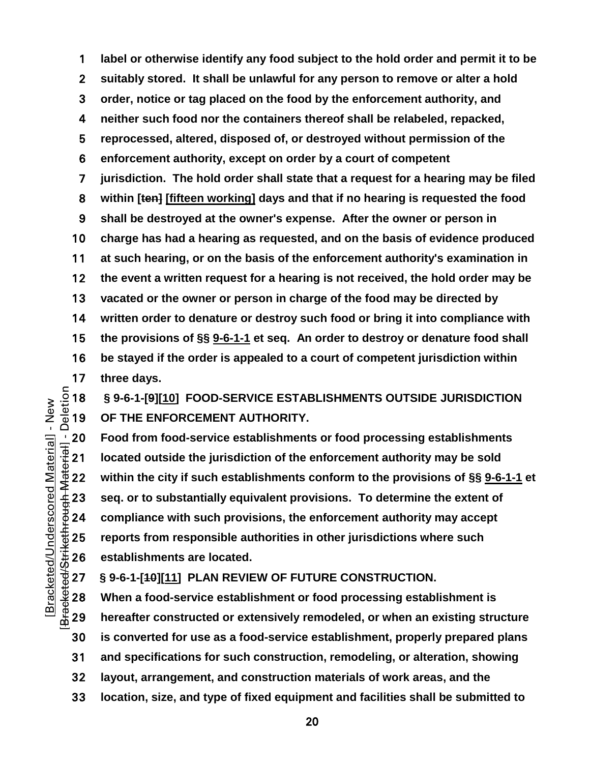**label or otherwise identify any food subject to the hold order and permit it to be suitably stored. It shall be unlawful for any person to remove or alter a hold order, notice or tag placed on the food by the enforcement authority, and neither such food nor the containers thereof shall be relabeled, repacked, reprocessed, altered, disposed of, or destroyed without permission of the enforcement authority, except on order by a court of competent jurisdiction. The hold order shall state that a request for a hearing may be filed within [~~ten~~] [fifteen working] days and that if no hearing is requested the food shall be destroyed at the owner's expense. After the owner or person in charge has had a hearing as requested, and on the basis of evidence produced at such hearing, or on the basis of the enforcement authority's examination in the event a written request for a hearing is not received, the hold order may be vacated or the owner or person in charge of the food may be directed by written order to denature or destroy such food or bring it into compliance with the provisions of §§ 9-6-1-1 et seq. An order to destroy or denature food shall be stayed if the order is appealed to a court of competent jurisdiction within three days.**

**§ 9-6-1-[~~9~~][10] FOOD-SERVICE ESTABLISHMENTS OUTSIDE JURISDICTION OF THE ENFORCEMENT AUTHORITY.**

**Food from food-service establishments or food processing establishments located outside the jurisdiction of the enforcement authority may be sold within the city if such establishments conform to the provisions of §§ 9-6-1-1 et seq. or to substantially equivalent provisions. To determine the extent of compliance with such provisions, the enforcement authority may accept reports from responsible authorities in other jurisdictions where such establishments are located.**

**§ 9-6-1-[~~10~~][11] PLAN REVIEW OF FUTURE CONSTRUCTION.**

**When a food-service establishment or food processing establishment is hereafter constructed or extensively remodeled, or when an existing structure is converted for use as a food-service establishment, properly prepared plans and specifications for such construction, remodeling, or alteration, showing layout, arrangement, and construction materials of work areas, and the location, size, and type of fixed equipment and facilities shall be submitted to**

[Bracketed/Underscored Material] - New
[~~Bracketed/Strikethrough Material~~] - Deletion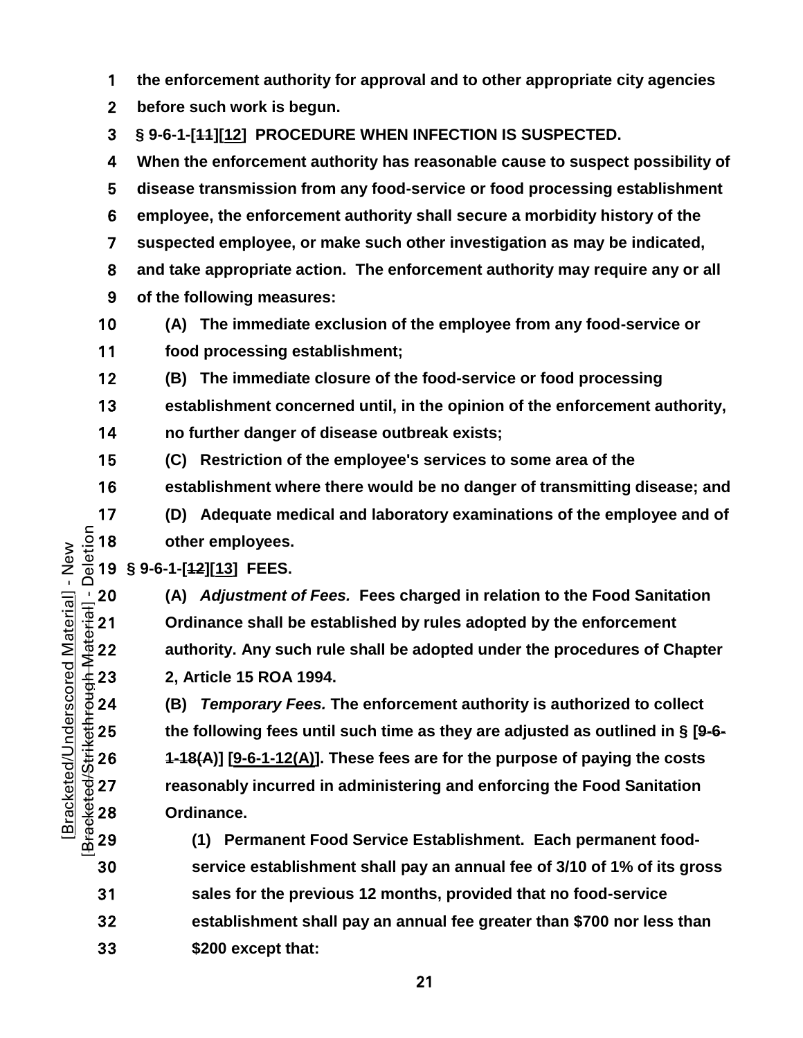**the enforcement authority for approval and to other appropriate city agencies before such work is begun.**

**§ 9-6-1-[~~11~~][<u>12</u>] PROCEDURE WHEN INFECTION IS SUSPECTED.**

**When the enforcement authority has reasonable cause to suspect possibility of disease transmission from any food-service or food processing establishment employee, the enforcement authority shall secure a morbidity history of the suspected employee, or make such other investigation as may be indicated, and take appropriate action. The enforcement authority may require any or all of the following measures:**

**(A) The immediate exclusion of the employee from any food-service or food processing establishment;**

**(B) The immediate closure of the food-service or food processing establishment concerned until, in the opinion of the enforcement authority, no further danger of disease outbreak exists;**

**(C) Restriction of the employee's services to some area of the establishment where there would be no danger of transmitting disease; and**

**(D) Adequate medical and laboratory examinations of the employee and of other employees.**

**§ 9-6-1-[~~12~~][<u>13</u>] FEES.**

**(A)** ***Adjustment of Fees.*** **Fees charged in relation to the Food Sanitation Ordinance shall be established by rules adopted by the enforcement authority. Any such rule shall be adopted under the procedures of Chapter 2, Article 15 ROA 1994.**

**(B)** ***Temporary Fees.*** **The enforcement authority is authorized to collect the following fees until such time as they are adjusted as outlined in § [~~9-6-1-18(A)~~] [<u>9-6-1-12(A)</u>]. These fees are for the purpose of paying the costs reasonably incurred in administering and enforcing the Food Sanitation Ordinance.**

**(1) Permanent Food Service Establishment. Each permanent food-service establishment shall pay an annual fee of 3/10 of 1% of its gross sales for the previous 12 months, provided that no food-service establishment shall pay an annual fee greater than $700 nor less than $200 except that:**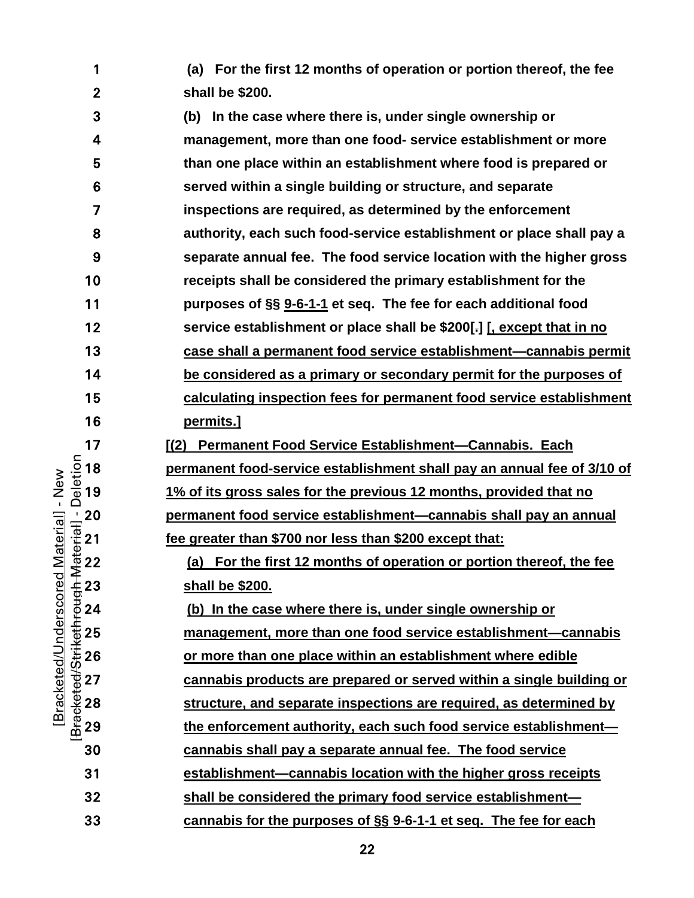(a) For the first 12 months of operation or portion thereof, the fee shall be $200.

(b) In the case where there is, under single ownership or management, more than one food- service establishment or more than one place within an establishment where food is prepared or served within a single building or structure, and separate inspections are required, as determined by the enforcement authority, each such food-service establishment or place shall pay a separate annual fee. The food service location with the higher gross receipts shall be considered the primary establishment for the purposes of §§ 9-6-1-1 et seq. The fee for each additional food service establishment or place shall be $200[.] [, except that in no case shall a permanent food service establishment—cannabis permit be considered as a primary or secondary permit for the purposes of calculating inspection fees for permanent food service establishment permits.]

[(2) Permanent Food Service Establishment—Cannabis. Each permanent food-service establishment shall pay an annual fee of 3/10 of 1% of its gross sales for the previous 12 months, provided that no permanent food service establishment—cannabis shall pay an annual fee greater than $700 nor less than $200 except that:

(a) For the first 12 months of operation or portion thereof, the fee shall be $200.

(b) In the case where there is, under single ownership or management, more than one food service establishment—cannabis or more than one place within an establishment where edible cannabis products are prepared or served within a single building or structure, and separate inspections are required, as determined by the enforcement authority, each such food service establishment—cannabis shall pay a separate annual fee. The food service establishment—cannabis location with the higher gross receipts shall be considered the primary food service establishment—cannabis for the purposes of §§ 9-6-1-1 et seq. The fee for each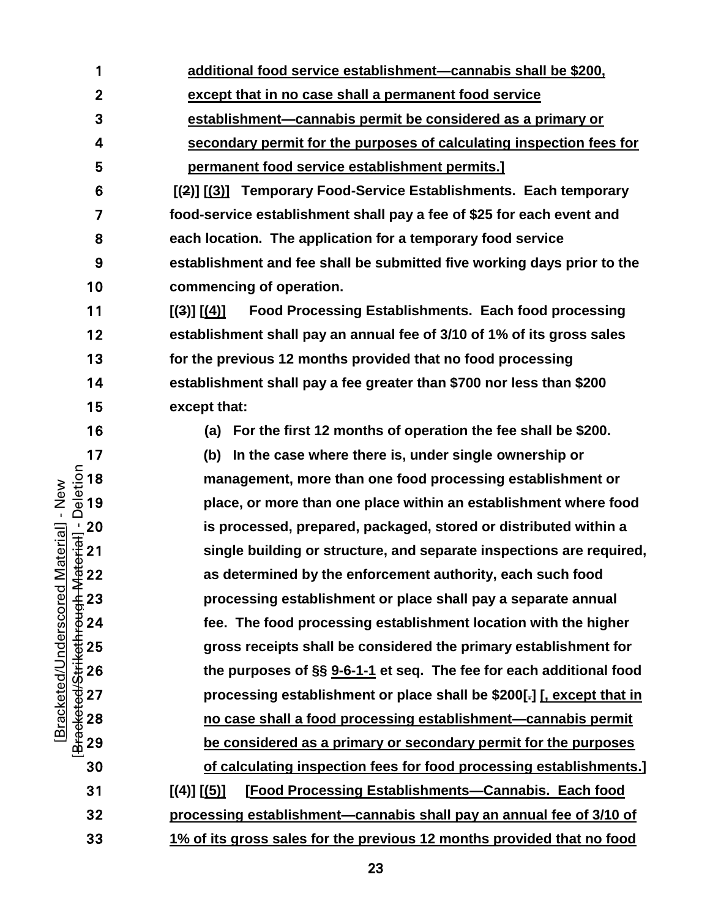additional food service establishment—cannabis shall be $200, except that in no case shall a permanent food service establishment—cannabis permit be considered as a primary or secondary permit for the purposes of calculating inspection fees for permanent food service establishment permits.]

**[(2)] [(3)] Temporary Food-Service Establishments.** Each temporary food-service establishment shall pay a fee of $25 for each event and each location. The application for a temporary food service establishment and fee shall be submitted five working days prior to the commencing of operation.

**[(3)] [(4)] Food Processing Establishments.** Each food processing establishment shall pay an annual fee of 3/10 of 1% of its gross sales for the previous 12 months provided that no food processing establishment shall pay a fee greater than $700 nor less than $200 except that:

(a) For the first 12 months of operation the fee shall be $200.

(b) In the case where there is, under single ownership or management, more than one food processing establishment or place, or more than one place within an establishment where food is processed, prepared, packaged, stored or distributed within a single building or structure, and separate inspections are required, as determined by the enforcement authority, each such food processing establishment or place shall pay a separate annual fee. The food processing establishment location with the higher gross receipts shall be considered the primary establishment for the purposes of §§ 9-6-1-1 et seq. The fee for each additional food processing establishment or place shall be $200[.] [, except that in no case shall a food processing establishment—cannabis permit be considered as a primary or secondary permit for the purposes of calculating inspection fees for food processing establishments.]

[(4)] [(5)] [Food Processing Establishments—Cannabis. Each food processing establishment—cannabis shall pay an annual fee of 3/10 of 1% of its gross sales for the previous 12 months provided that no food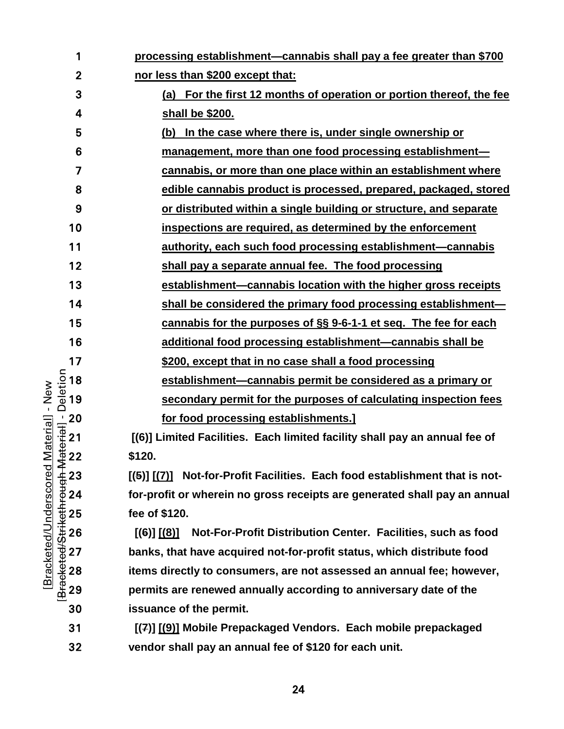processing establishment—cannabis shall pay a fee greater than $700 nor less than $200 except that:

(a) For the first 12 months of operation or portion thereof, the fee shall be $200.

(b) In the case where there is, under single ownership or management, more than one food processing establishment—cannabis, or more than one place within an establishment where edible cannabis product is processed, prepared, packaged, stored or distributed within a single building or structure, and separate inspections are required, as determined by the enforcement authority, each such food processing establishment—cannabis shall pay a separate annual fee. The food processing establishment—cannabis location with the higher gross receipts shall be considered the primary food processing establishment—cannabis for the purposes of §§ 9-6-1-1 et seq. The fee for each additional food processing establishment—cannabis shall be $200, except that in no case shall a food processing establishment—cannabis permit be considered as a primary or secondary permit for the purposes of calculating inspection fees for food processing establishments.]

[(6)] Limited Facilities. Each limited facility shall pay an annual fee of $120.

[(5)] [(7)] Not-for-Profit Facilities. Each food establishment that is not-for-profit or wherein no gross receipts are generated shall pay an annual fee of $120.

[(6)] [(8)] Not-For-Profit Distribution Center. Facilities, such as food banks, that have acquired not-for-profit status, which distribute food items directly to consumers, are not assessed an annual fee; however, permits are renewed annually according to anniversary date of the issuance of the permit.

[(7)] [(9)] Mobile Prepackaged Vendors. Each mobile prepackaged vendor shall pay an annual fee of $120 for each unit.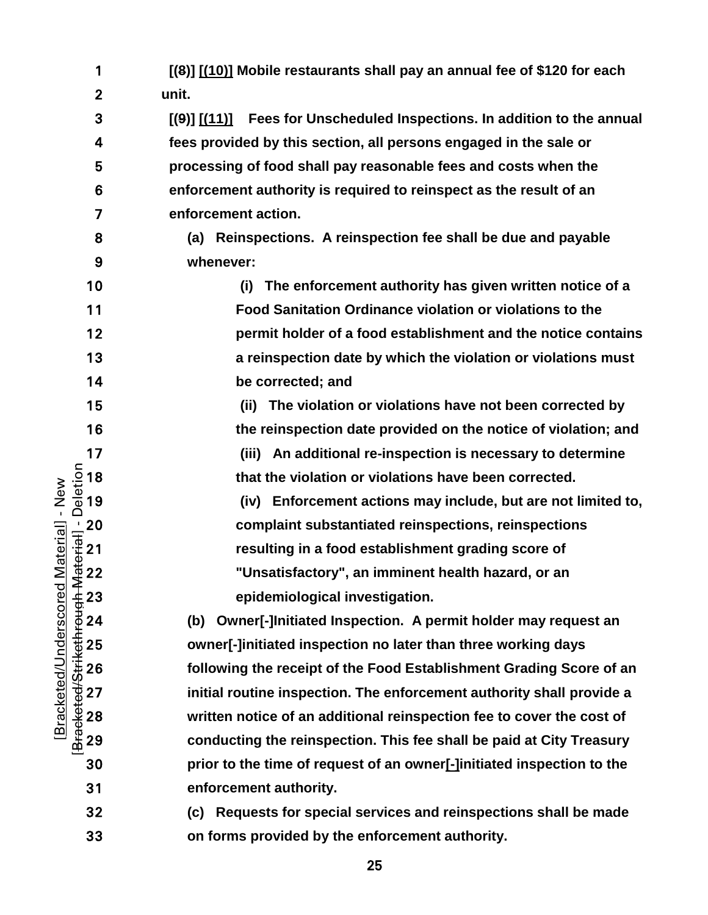**[(~~8~~)] [(10)] Mobile restaurants shall pay an annual fee of $120 for each unit.**

**[(~~9~~)] [(11)] Fees for Unscheduled Inspections. In addition to the annual fees provided by this section, all persons engaged in the sale or processing of food shall pay reasonable fees and costs when the enforcement authority is required to reinspect as the result of an enforcement action.**

**(a) Reinspections. A reinspection fee shall be due and payable whenever:**

**(i) The enforcement authority has given written notice of a Food Sanitation Ordinance violation or violations to the permit holder of a food establishment and the notice contains a reinspection date by which the violation or violations must be corrected; and**

**(ii) The violation or violations have not been corrected by the reinspection date provided on the notice of violation; and**

**(iii) An additional re-inspection is necessary to determine that the violation or violations have been corrected.**

**(iv) Enforcement actions may include, but are not limited to, complaint substantiated reinspections, reinspections resulting in a food establishment grading score of "Unsatisfactory", an imminent health hazard, or an epidemiological investigation.**

**(b) Owner[-]Initiated Inspection. A permit holder may request an owner[-]initiated inspection no later than three working days following the receipt of the Food Establishment Grading Score of an initial routine inspection. The enforcement authority shall provide a written notice of an additional reinspection fee to cover the cost of conducting the reinspection. This fee shall be paid at City Treasury prior to the time of request of an owner[-]initiated inspection to the enforcement authority.**

**(c) Requests for special services and reinspections shall be made on forms provided by the enforcement authority.**

[Bracketed/Underscored Material] - New
[Bracketed/~~Strikethrough Material~~] - Deletion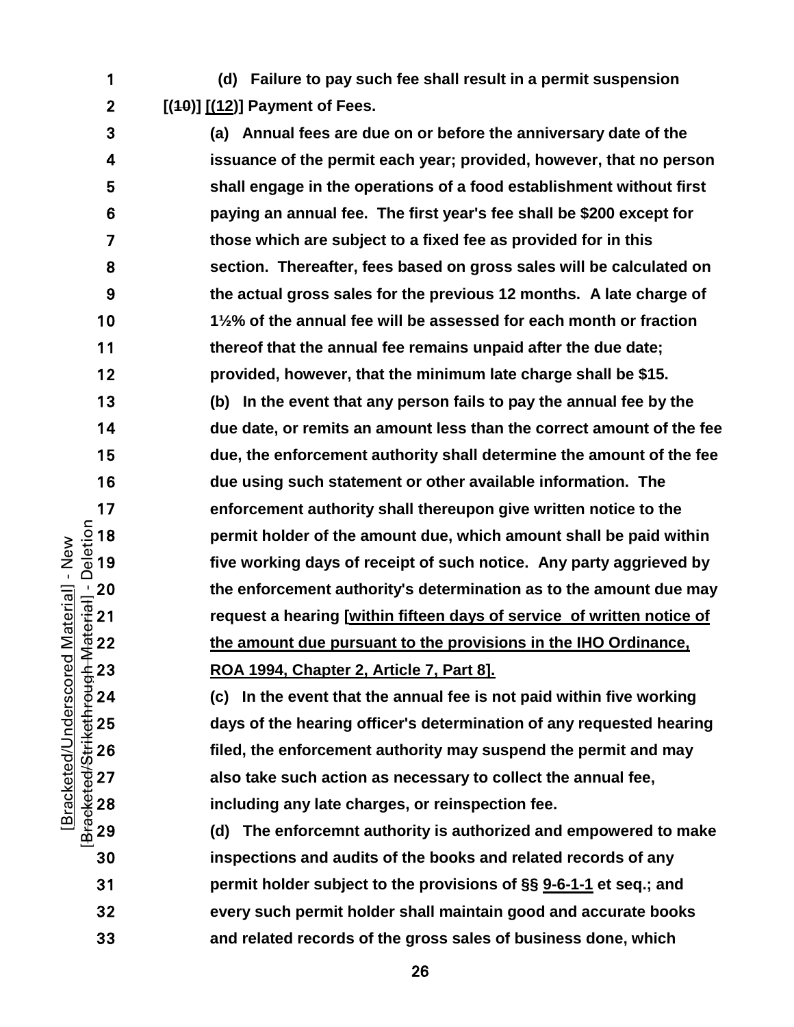**(d) Failure to pay such fee shall result in a permit suspension**

**[(~~10~~)] [(12)] Payment of Fees.**

**(a) Annual fees are due on or before the anniversary date of the issuance of the permit each year; provided, however, that no person shall engage in the operations of a food establishment without first paying an annual fee. The first year's fee shall be $200 except for those which are subject to a fixed fee as provided for in this section. Thereafter, fees based on gross sales will be calculated on the actual gross sales for the previous 12 months. A late charge of 1½% of the annual fee will be assessed for each month or fraction thereof that the annual fee remains unpaid after the due date; provided, however, that the minimum late charge shall be $15.**

**(b) In the event that any person fails to pay the annual fee by the due date, or remits an amount less than the correct amount of the fee due, the enforcement authority shall determine the amount of the fee due using such statement or other available information. The enforcement authority shall thereupon give written notice to the permit holder of the amount due, which amount shall be paid within five working days of receipt of such notice. Any party aggrieved by the enforcement authority's determination as to the amount due may request a hearing [within fifteen days of service of written notice of the amount due pursuant to the provisions in the IHO Ordinance, ROA 1994, Chapter 2, Article 7, Part 8].**

**(c) In the event that the annual fee is not paid within five working days of the hearing officer's determination of any requested hearing filed, the enforcement authority may suspend the permit and may also take such action as necessary to collect the annual fee, including any late charges, or reinspection fee.**

**(d) The enforcemnt authority is authorized and empowered to make inspections and audits of the books and related records of any permit holder subject to the provisions of §§ 9-6-1-1 et seq.; and every such permit holder shall maintain good and accurate books and related records of the gross sales of business done, which**

[Bracketed/Underscored Material] - New
[Bracketed/~~Strikethrough Material~~] - Deletion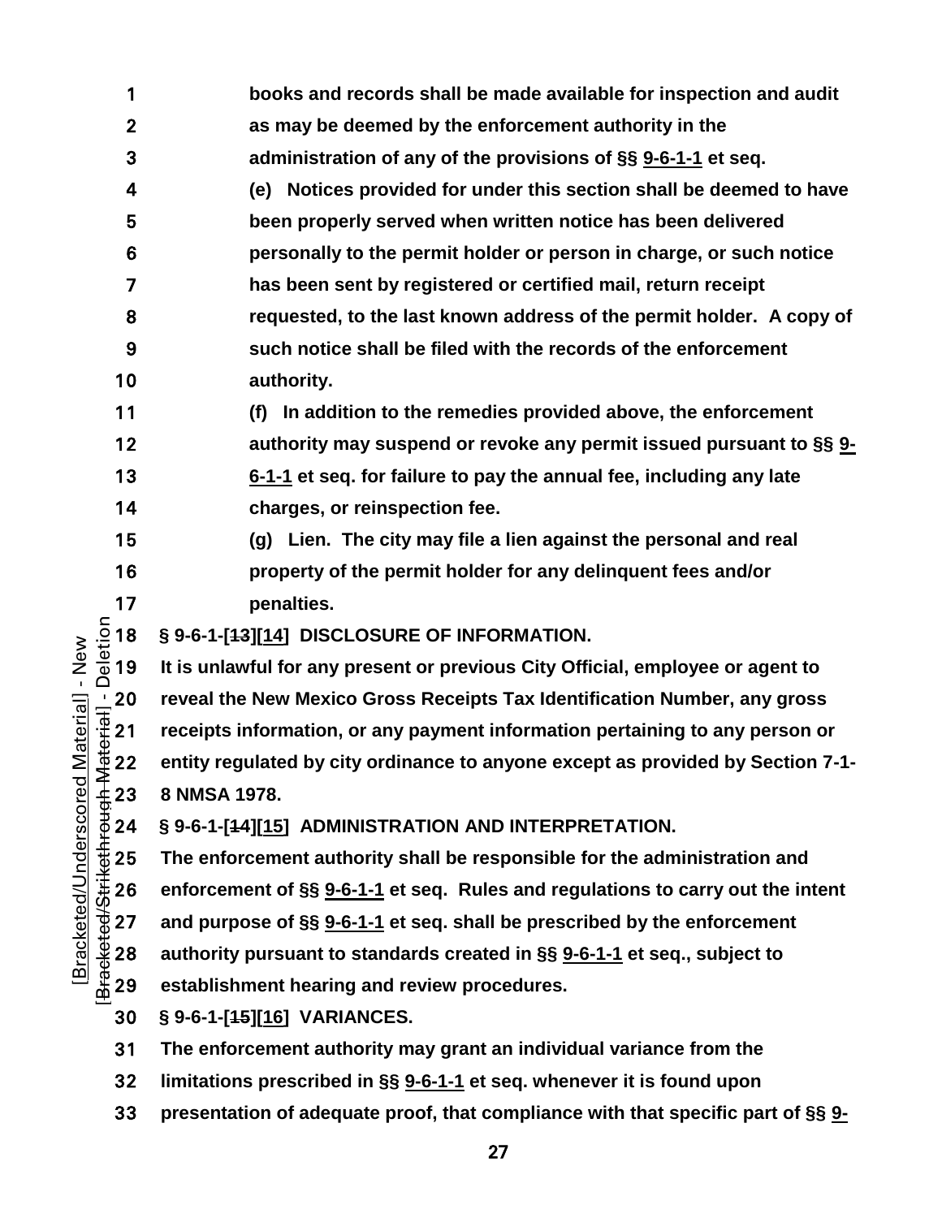books and records shall be made available for inspection and audit as may be deemed by the enforcement authority in the administration of any of the provisions of §§ 9-6-1-1 et seq.

(e) Notices provided for under this section shall be deemed to have been properly served when written notice has been delivered personally to the permit holder or person in charge, or such notice has been sent by registered or certified mail, return receipt requested, to the last known address of the permit holder. A copy of such notice shall be filed with the records of the enforcement authority.

(f) In addition to the remedies provided above, the enforcement authority may suspend or revoke any permit issued pursuant to §§ 9-6-1-1 et seq. for failure to pay the annual fee, including any late charges, or reinspection fee.

(g) Lien. The city may file a lien against the personal and real property of the permit holder for any delinquent fees and/or penalties.

**§ 9-6-1-[~~13~~][14] DISCLOSURE OF INFORMATION.**

It is unlawful for any present or previous City Official, employee or agent to reveal the New Mexico Gross Receipts Tax Identification Number, any gross receipts information, or any payment information pertaining to any person or entity regulated by city ordinance to anyone except as provided by Section 7-1-8 NMSA 1978.

**§ 9-6-1-[~~14~~][15] ADMINISTRATION AND INTERPRETATION.**

The enforcement authority shall be responsible for the administration and enforcement of §§ 9-6-1-1 et seq. Rules and regulations to carry out the intent and purpose of §§ 9-6-1-1 et seq. shall be prescribed by the enforcement authority pursuant to standards created in §§ 9-6-1-1 et seq., subject to establishment hearing and review procedures.

**§ 9-6-1-[~~15~~][16] VARIANCES.**

The enforcement authority may grant an individual variance from the limitations prescribed in §§ 9-6-1-1 et seq. whenever it is found upon presentation of adequate proof, that compliance with that specific part of §§ 9-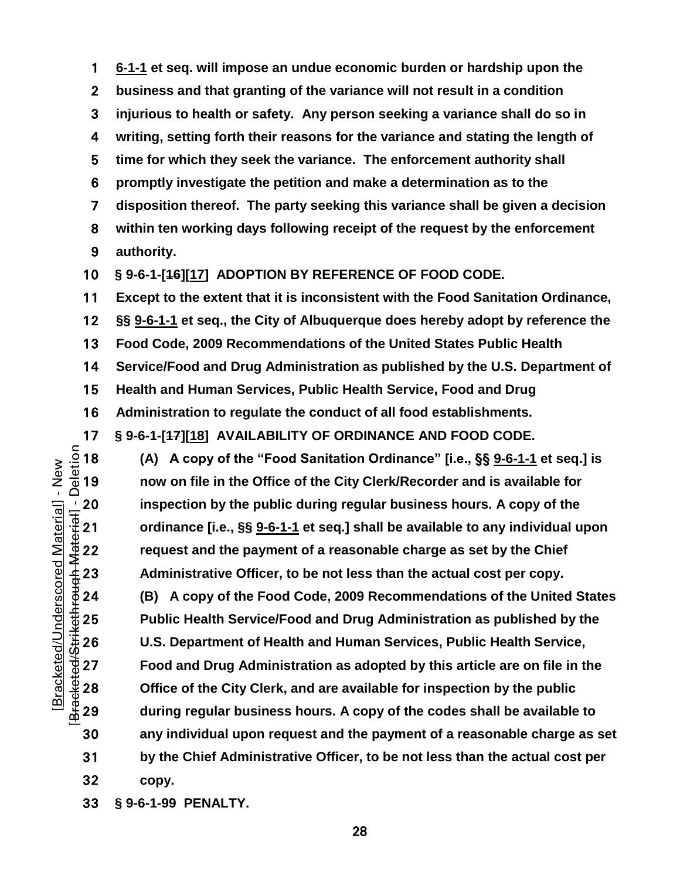**6-1-1 et seq. will impose an undue economic burden or hardship upon the business and that granting of the variance will not result in a condition injurious to health or safety. Any person seeking a variance shall do so in writing, setting forth their reasons for the variance and stating the length of time for which they seek the variance. The enforcement authority shall promptly investigate the petition and make a determination as to the disposition thereof. The party seeking this variance shall be given a decision within ten working days following receipt of the request by the enforcement authority.**

**§ 9-6-1-[~~16~~][17] ADOPTION BY REFERENCE OF FOOD CODE.**

**Except to the extent that it is inconsistent with the Food Sanitation Ordinance, §§ 9-6-1-1 et seq., the City of Albuquerque does hereby adopt by reference the Food Code, 2009 Recommendations of the United States Public Health Service/Food and Drug Administration as published by the U.S. Department of Health and Human Services, Public Health Service, Food and Drug Administration to regulate the conduct of all food establishments.**

**§ 9-6-1-[~~17~~][18] AVAILABILITY OF ORDINANCE AND FOOD CODE.**

**(A) A copy of the "Food Sanitation Ordinance" [i.e., §§ 9-6-1-1 et seq.] is now on file in the Office of the City Clerk/Recorder and is available for inspection by the public during regular business hours. A copy of the ordinance [i.e., §§ 9-6-1-1 et seq.] shall be available to any individual upon request and the payment of a reasonable charge as set by the Chief Administrative Officer, to be not less than the actual cost per copy.**

**(B) A copy of the Food Code, 2009 Recommendations of the United States Public Health Service/Food and Drug Administration as published by the U.S. Department of Health and Human Services, Public Health Service, Food and Drug Administration as adopted by this article are on file in the Office of the City Clerk, and are available for inspection by the public during regular business hours. A copy of the codes shall be available to any individual upon request and the payment of a reasonable charge as set by the Chief Administrative Officer, to be not less than the actual cost per copy.**

**§ 9-6-1-99 PENALTY.**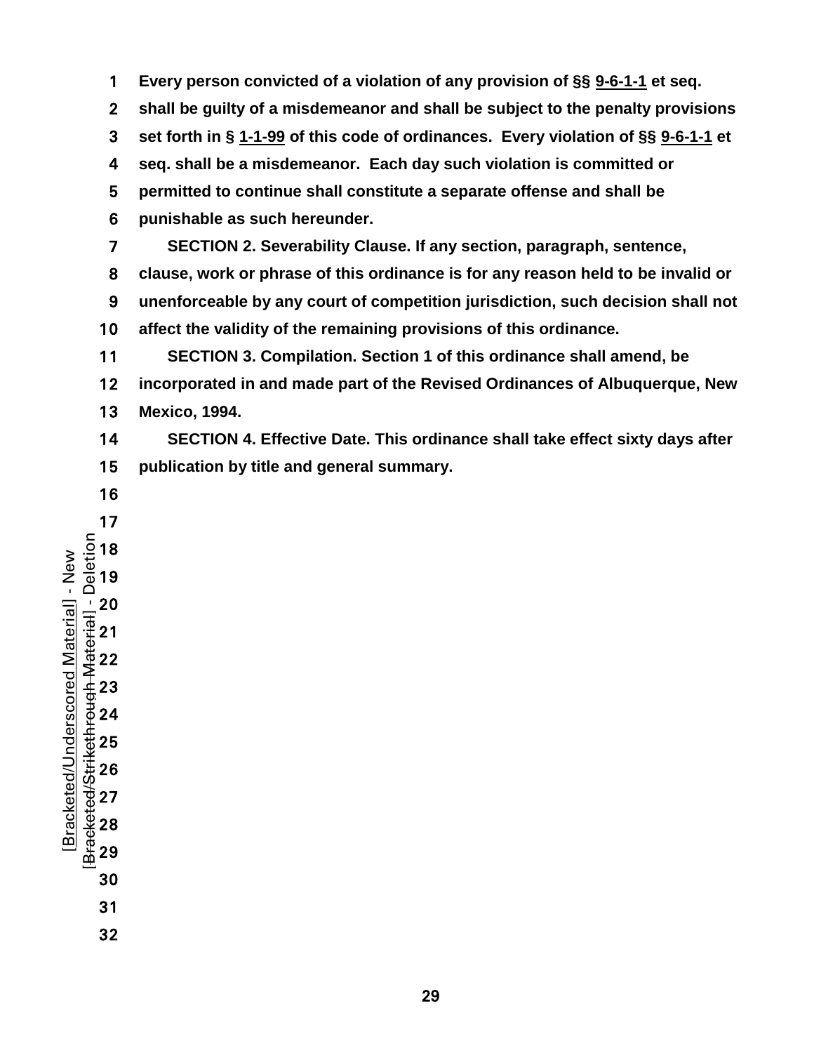**Every person convicted of a violation of any provision of §§ 9-6-1-1 et seq. shall be guilty of a misdemeanor and shall be subject to the penalty provisions set forth in § 1-1-99 of this code of ordinances. Every violation of §§ 9-6-1-1 et seq. shall be a misdemeanor. Each day such violation is committed or permitted to continue shall constitute a separate offense and shall be punishable as such hereunder.**

**SECTION 2. Severability Clause. If any section, paragraph, sentence, clause, work or phrase of this ordinance is for any reason held to be invalid or unenforceable by any court of competition jurisdiction, such decision shall not affect the validity of the remaining provisions of this ordinance.**

**SECTION 3. Compilation. Section 1 of this ordinance shall amend, be incorporated in and made part of the Revised Ordinances of Albuquerque, New Mexico, 1994.**

**SECTION 4. Effective Date. This ordinance shall take effect sixty days after publication by title and general summary.**

[Bracketed/Underscored Material] - New
[Bracketed/Strikethrough Material] - Deletion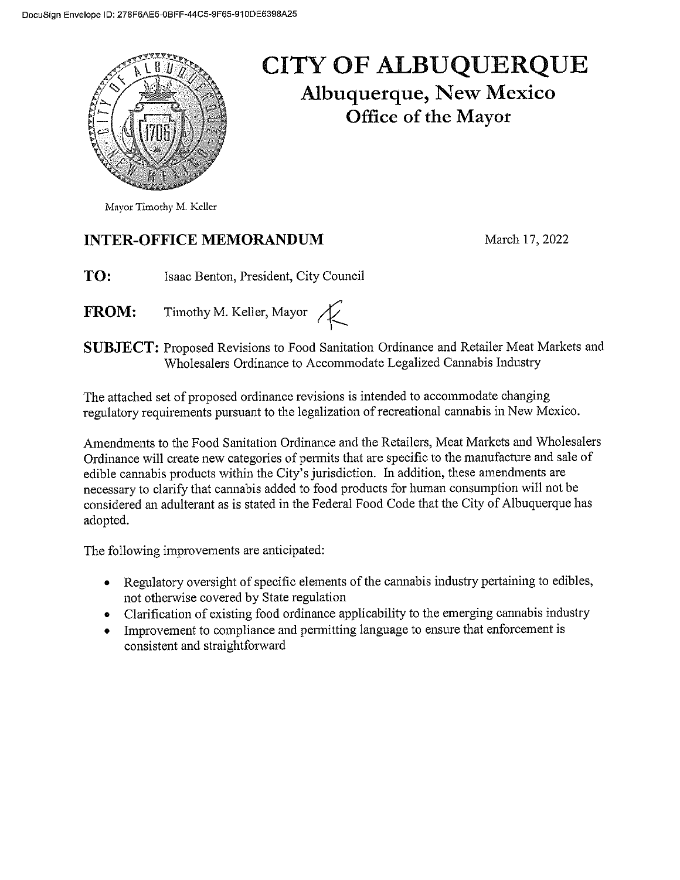DocuSign Envelope ID: 278F6AE5-0BFF-44C5-9F65-910DE6398A25

# CITY OF ALBUQUERQUE

## Albuquerque, New Mexico

## Office of the Mayor

Mayor Timothy M. Keller

**INTER-OFFICE MEMORANDUM** March 17, 2022

**TO:** Isaac Benton, President, City Council

**FROM:** Timothy M. Keller, Mayor

**SUBJECT:** Proposed Revisions to Food Sanitation Ordinance and Retailer Meat Markets and Wholesalers Ordinance to Accommodate Legalized Cannabis Industry

The attached set of proposed ordinance revisions is intended to accommodate changing regulatory requirements pursuant to the legalization of recreational cannabis in New Mexico.

Amendments to the Food Sanitation Ordinance and the Retailers, Meat Markets and Wholesalers Ordinance will create new categories of permits that are specific to the manufacture and sale of edible cannabis products within the City's jurisdiction. In addition, these amendments are necessary to clarify that cannabis added to food products for human consumption will not be considered an adulterant as is stated in the Federal Food Code that the City of Albuquerque has adopted.

The following improvements are anticipated:

- Regulatory oversight of specific elements of the cannabis industry pertaining to edibles, not otherwise covered by State regulation
- Clarification of existing food ordinance applicability to the emerging cannabis industry
- Improvement to compliance and permitting language to ensure that enforcement is consistent and straightforward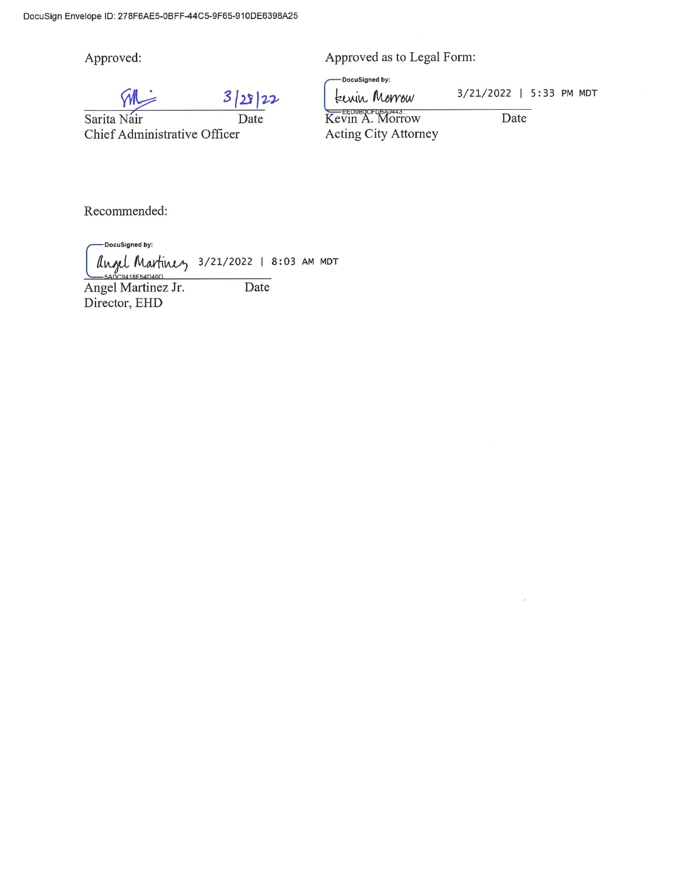DocuSign Envelope ID: 278F6AE5-0BFF-44C5-9F65-910DE6398A25

Approved:

3/28/22

Sarita Nair — Date
Chief Administrative Officer

Approved as to Legal Form:

DocuSigned by:
Kevin Morrow — 3/21/2022 | 5:33 PM MDT
EED9B0CFDBA0443...

Kevin A. Morrow — Date
Acting City Attorney

Recommended:

DocuSigned by:
Angel Martinez — 3/21/2022 | 8:03 AM MDT
5ADC9418F54D40D...

Angel Martinez Jr. — Date
Director, EHD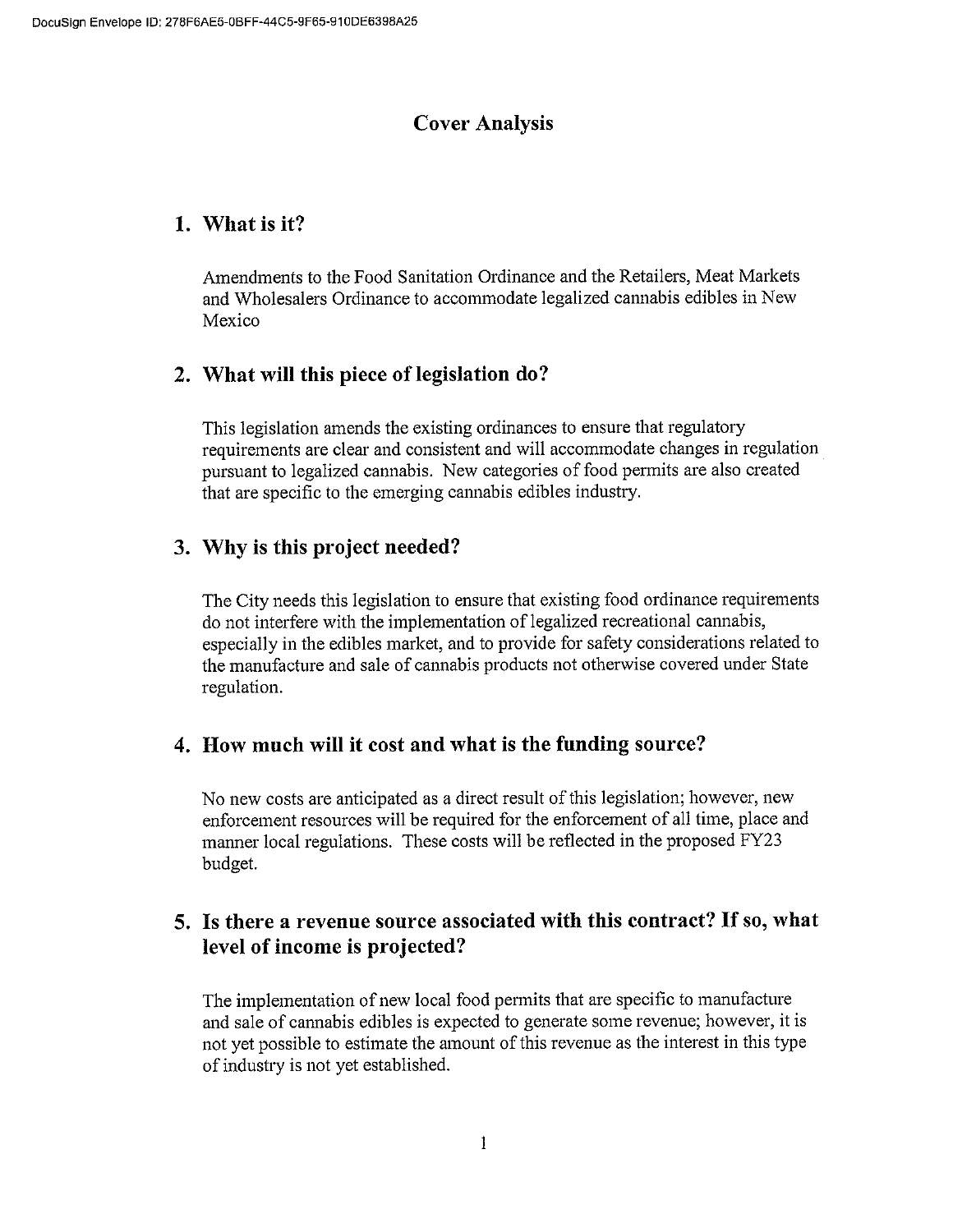# Cover Analysis

## 1. What is it?

Amendments to the Food Sanitation Ordinance and the Retailers, Meat Markets and Wholesalers Ordinance to accommodate legalized cannabis edibles in New Mexico

## 2. What will this piece of legislation do?

This legislation amends the existing ordinances to ensure that regulatory requirements are clear and consistent and will accommodate changes in regulation pursuant to legalized cannabis. New categories of food permits are also created that are specific to the emerging cannabis edibles industry.

## 3. Why is this project needed?

The City needs this legislation to ensure that existing food ordinance requirements do not interfere with the implementation of legalized recreational cannabis, especially in the edibles market, and to provide for safety considerations related to the manufacture and sale of cannabis products not otherwise covered under State regulation.

## 4. How much will it cost and what is the funding source?

No new costs are anticipated as a direct result of this legislation; however, new enforcement resources will be required for the enforcement of all time, place and manner local regulations. These costs will be reflected in the proposed FY23 budget.

## 5. Is there a revenue source associated with this contract? If so, what level of income is projected?

The implementation of new local food permits that are specific to manufacture and sale of cannabis edibles is expected to generate some revenue; however, it is not yet possible to estimate the amount of this revenue as the interest in this type of industry is not yet established.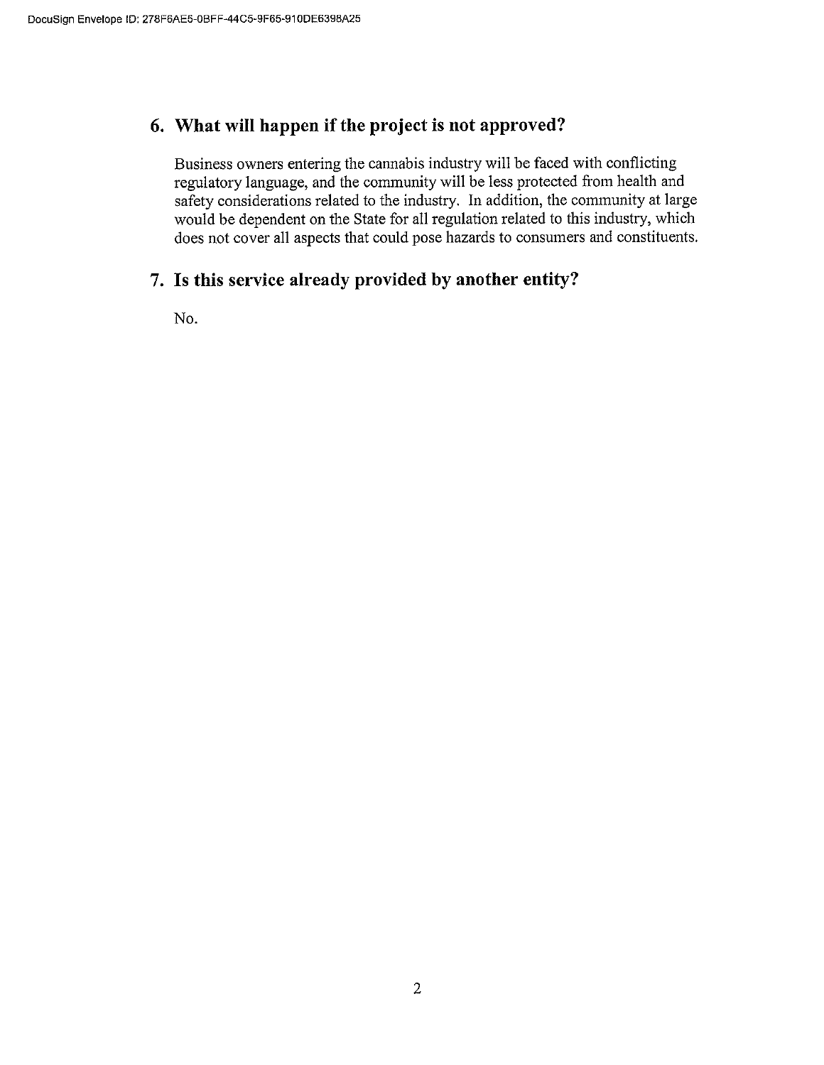## 6. What will happen if the project is not approved?

Business owners entering the cannabis industry will be faced with conflicting regulatory language, and the community will be less protected from health and safety considerations related to the industry. In addition, the community at large would be dependent on the State for all regulation related to this industry, which does not cover all aspects that could pose hazards to consumers and constituents.

## 7. Is this service already provided by another entity?

No.